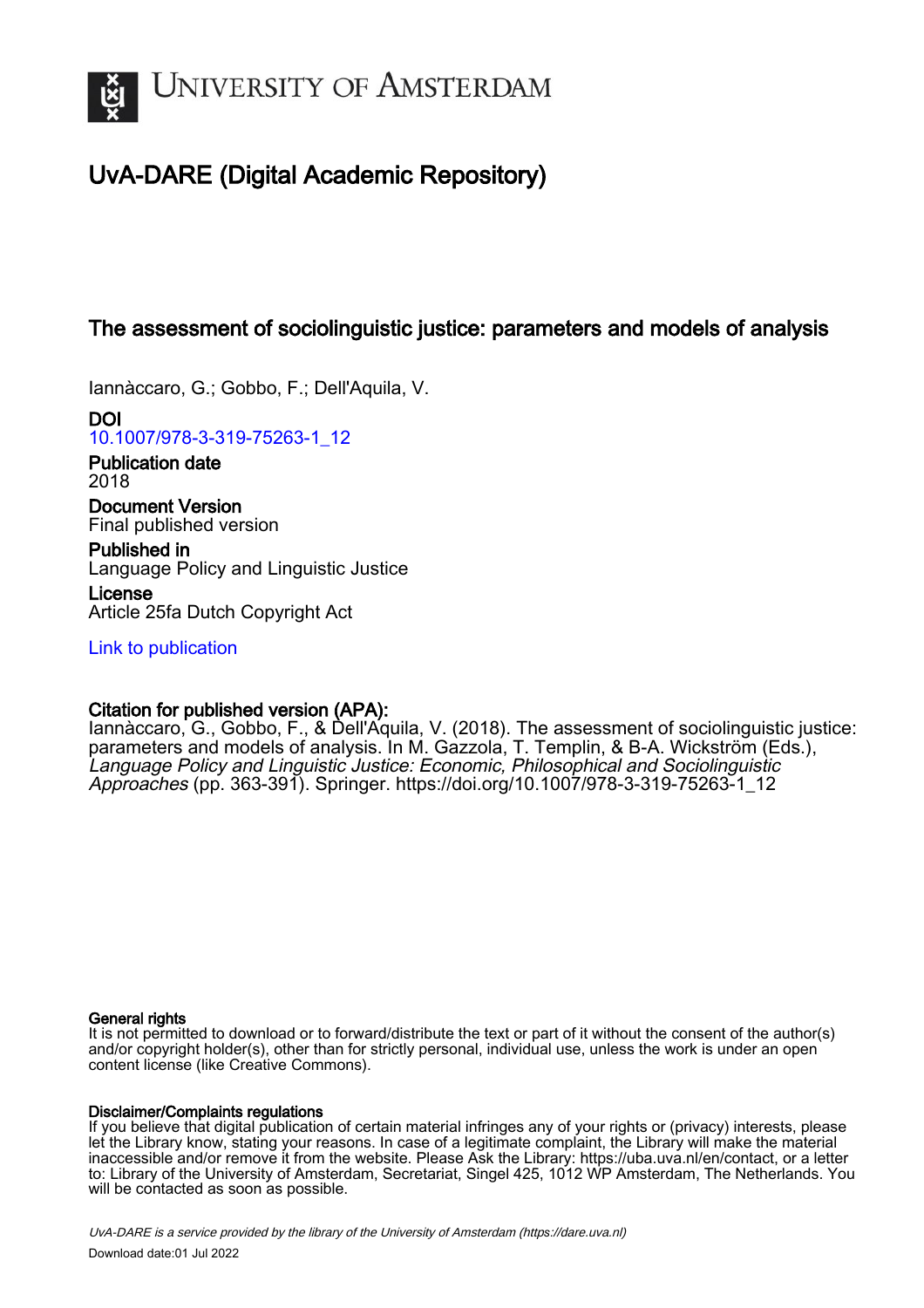# UvA-DARE (Digital Academic Repository)

## The assessment of sociolinguistic justice: parameters and models of analysis

Iannàccaro, G.; Gobbo, F.; Dell'Aquila, V.

**DOI**
10.1007/978-3-319-75263-1_12

**Publication date**
2018

**Document Version**
Final published version

**Published in**
Language Policy and Linguistic Justice

**License**
Article 25fa Dutch Copyright Act

Link to publication

**Citation for published version (APA):**
Iannàccaro, G., Gobbo, F., & Dell'Aquila, V. (2018). The assessment of sociolinguistic justice: parameters and models of analysis. In M. Gazzola, T. Templin, & B-A. Wickström (Eds.), *Language Policy and Linguistic Justice: Economic, Philosophical and Sociolinguistic Approaches* (pp. 363-391). Springer. https://doi.org/10.1007/978-3-319-75263-1_12

**General rights**
It is not permitted to download or to forward/distribute the text or part of it without the consent of the author(s) and/or copyright holder(s), other than for strictly personal, individual use, unless the work is under an open content license (like Creative Commons).

**Disclaimer/Complaints regulations**
If you believe that digital publication of certain material infringes any of your rights or (privacy) interests, please let the Library know, stating your reasons. In case of a legitimate complaint, the Library will make the material inaccessible and/or remove it from the website. Please Ask the Library: https://uba.uva.nl/en/contact, or a letter to: Library of the University of Amsterdam, Secretariat, Singel 425, 1012 WP Amsterdam, The Netherlands. You will be contacted as soon as possible.

UvA-DARE is a service provided by the library of the University of Amsterdam (https://dare.uva.nl)

Download date:01 Jul 2022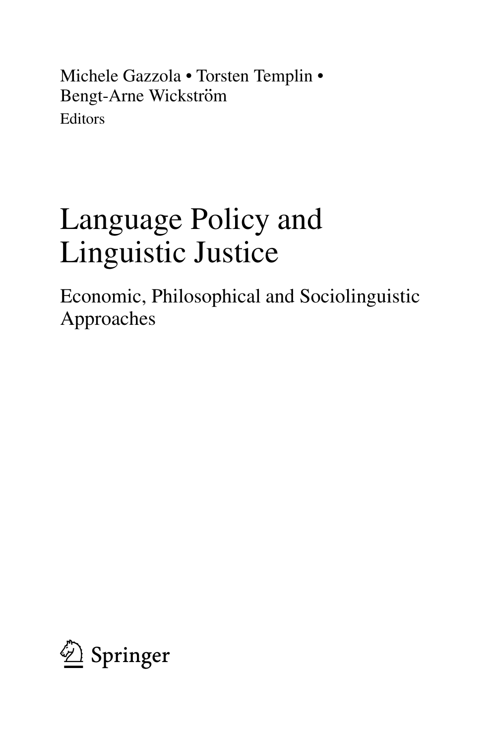Michele Gazzola • Torsten Templin •
Bengt-Arne Wickström
Editors

# Language Policy and Linguistic Justice

## Economic, Philosophical and Sociolinguistic Approaches

Springer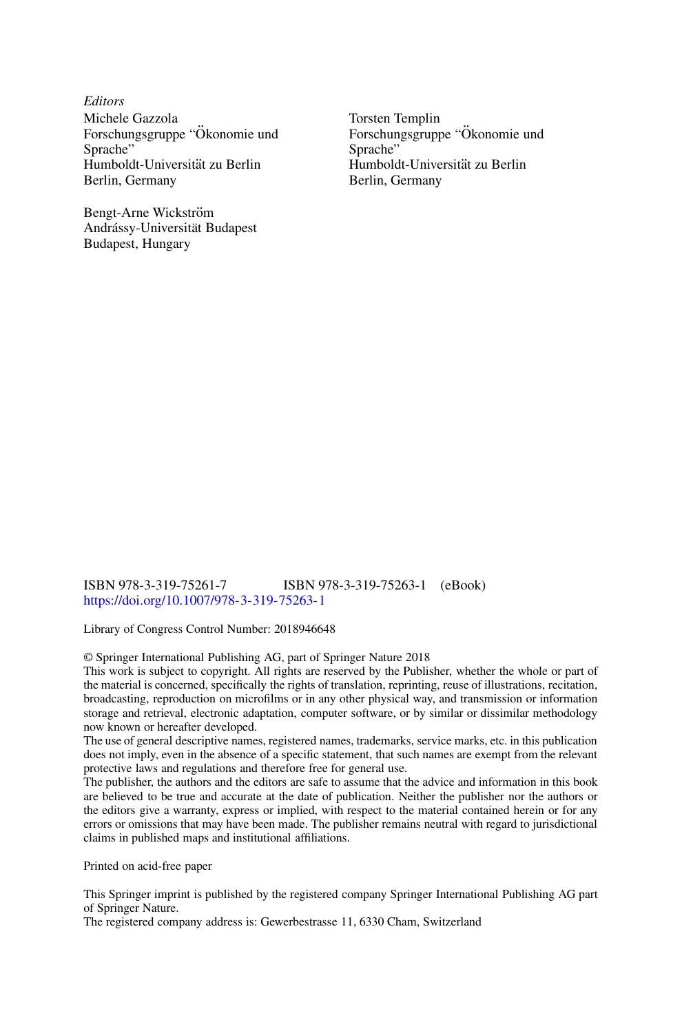*Editors*

Michele Gazzola
Forschungsgruppe "Ökonomie und Sprache"
Humboldt-Universität zu Berlin
Berlin, Germany

Torsten Templin
Forschungsgruppe "Ökonomie und Sprache"
Humboldt-Universität zu Berlin
Berlin, Germany

Bengt-Arne Wickström
Andrássy-Universität Budapest
Budapest, Hungary

ISBN 978-3-319-75261-7 ISBN 978-3-319-75263-1 (eBook)
https://doi.org/10.1007/978-3-319-75263-1

Library of Congress Control Number: 2018946648

© Springer International Publishing AG, part of Springer Nature 2018
This work is subject to copyright. All rights are reserved by the Publisher, whether the whole or part of the material is concerned, specifically the rights of translation, reprinting, reuse of illustrations, recitation, broadcasting, reproduction on microfilms or in any other physical way, and transmission or information storage and retrieval, electronic adaptation, computer software, or by similar or dissimilar methodology now known or hereafter developed.
The use of general descriptive names, registered names, trademarks, service marks, etc. in this publication does not imply, even in the absence of a specific statement, that such names are exempt from the relevant protective laws and regulations and therefore free for general use.
The publisher, the authors and the editors are safe to assume that the advice and information in this book are believed to be true and accurate at the date of publication. Neither the publisher nor the authors or the editors give a warranty, express or implied, with respect to the material contained herein or for any errors or omissions that may have been made. The publisher remains neutral with regard to jurisdictional claims in published maps and institutional affiliations.

Printed on acid-free paper

This Springer imprint is published by the registered company Springer International Publishing AG part of Springer Nature.
The registered company address is: Gewerbestrasse 11, 6330 Cham, Switzerland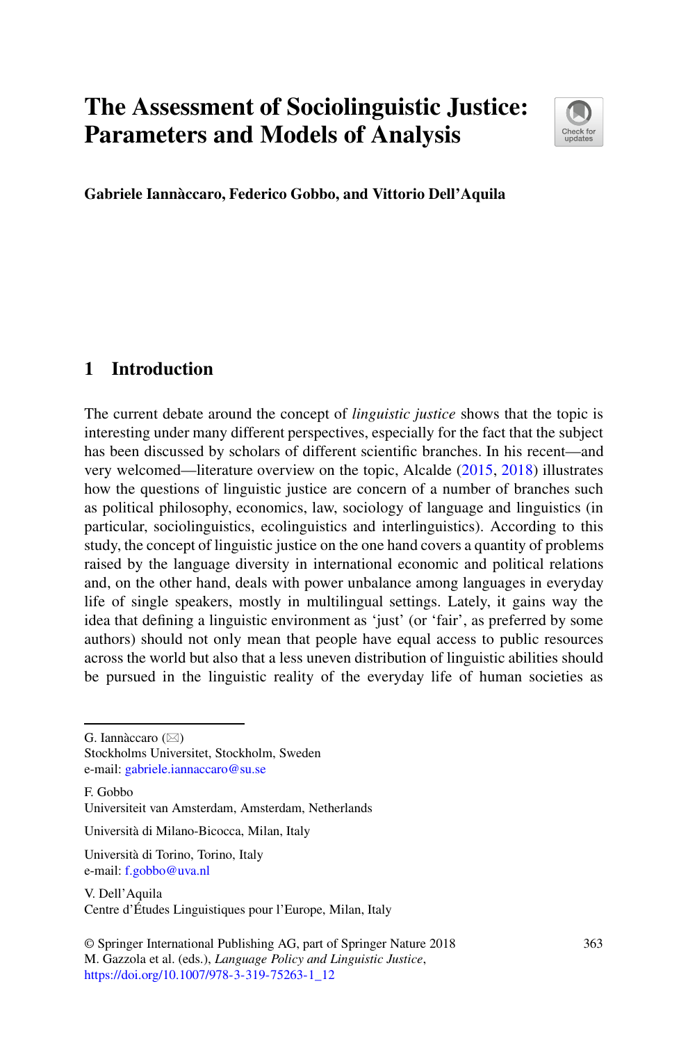# The Assessment of Sociolinguistic Justice: Parameters and Models of Analysis

**Gabriele Iannàccaro, Federico Gobbo, and Vittorio Dell'Aquila**

## 1 Introduction

The current debate around the concept of *linguistic justice* shows that the topic is interesting under many different perspectives, especially for the fact that the subject has been discussed by scholars of different scientific branches. In his recent—and very welcomed—literature overview on the topic, Alcalde (2015, 2018) illustrates how the questions of linguistic justice are concern of a number of branches such as political philosophy, economics, law, sociology of language and linguistics (in particular, sociolinguistics, ecolinguistics and interlinguistics). According to this study, the concept of linguistic justice on the one hand covers a quantity of problems raised by the language diversity in international economic and political relations and, on the other hand, deals with power unbalance among languages in everyday life of single speakers, mostly in multilingual settings. Lately, it gains way the idea that defining a linguistic environment as 'just' (or 'fair', as preferred by some authors) should not only mean that people have equal access to public resources across the world but also that a less uneven distribution of linguistic abilities should be pursued in the linguistic reality of the everyday life of human societies as

---

G. Iannàccaro (✉)
Stockholms Universitet, Stockholm, Sweden
e-mail: gabriele.iannaccaro@su.se

F. Gobbo
Universiteit van Amsterdam, Amsterdam, Netherlands

Università di Milano-Bicocca, Milan, Italy

Università di Torino, Torino, Italy
e-mail: f.gobbo@uva.nl

V. Dell'Aquila
Centre d'Études Linguistiques pour l'Europe, Milan, Italy

© Springer International Publishing AG, part of Springer Nature 2018
M. Gazzola et al. (eds.), *Language Policy and Linguistic Justice*,
https://doi.org/10.1007/978-3-319-75263-1_12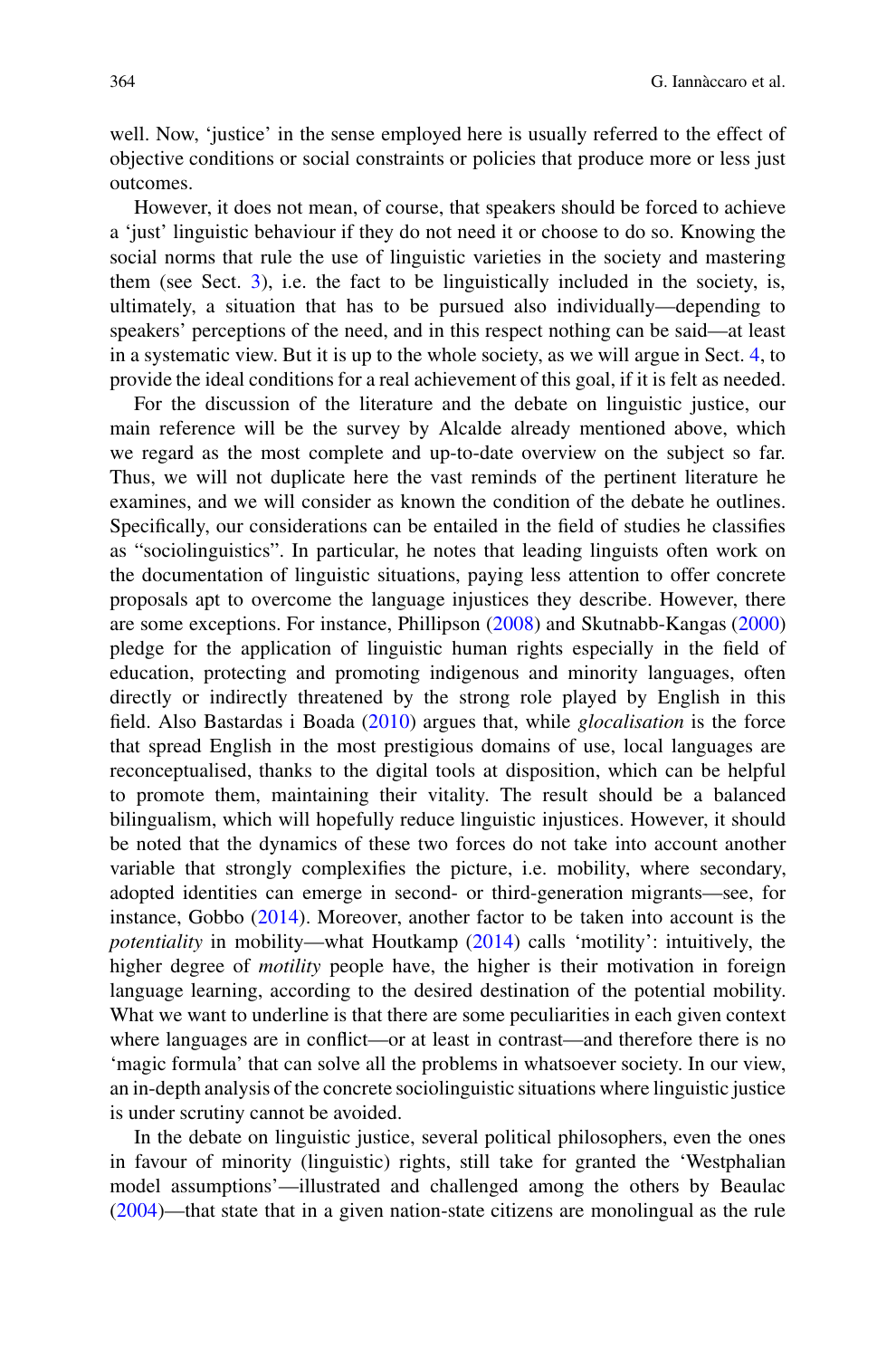well. Now, 'justice' in the sense employed here is usually referred to the effect of objective conditions or social constraints or policies that produce more or less just outcomes.

However, it does not mean, of course, that speakers should be forced to achieve a 'just' linguistic behaviour if they do not need it or choose to do so. Knowing the social norms that rule the use of linguistic varieties in the society and mastering them (see Sect. 3), i.e. the fact to be linguistically included in the society, is, ultimately, a situation that has to be pursued also individually—depending to speakers' perceptions of the need, and in this respect nothing can be said—at least in a systematic view. But it is up to the whole society, as we will argue in Sect. 4, to provide the ideal conditions for a real achievement of this goal, if it is felt as needed.

For the discussion of the literature and the debate on linguistic justice, our main reference will be the survey by Alcalde already mentioned above, which we regard as the most complete and up-to-date overview on the subject so far. Thus, we will not duplicate here the vast reminds of the pertinent literature he examines, and we will consider as known the condition of the debate he outlines. Specifically, our considerations can be entailed in the field of studies he classifies as "sociolinguistics". In particular, he notes that leading linguists often work on the documentation of linguistic situations, paying less attention to offer concrete proposals apt to overcome the language injustices they describe. However, there are some exceptions. For instance, Phillipson (2008) and Skutnabb-Kangas (2000) pledge for the application of linguistic human rights especially in the field of education, protecting and promoting indigenous and minority languages, often directly or indirectly threatened by the strong role played by English in this field. Also Bastardas i Boada (2010) argues that, while *glocalisation* is the force that spread English in the most prestigious domains of use, local languages are reconceptualised, thanks to the digital tools at disposition, which can be helpful to promote them, maintaining their vitality. The result should be a balanced bilingualism, which will hopefully reduce linguistic injustices. However, it should be noted that the dynamics of these two forces do not take into account another variable that strongly complexifies the picture, i.e. mobility, where secondary, adopted identities can emerge in second- or third-generation migrants—see, for instance, Gobbo (2014). Moreover, another factor to be taken into account is the *potentiality* in mobility—what Houtkamp (2014) calls 'motility': intuitively, the higher degree of *motility* people have, the higher is their motivation in foreign language learning, according to the desired destination of the potential mobility. What we want to underline is that there are some peculiarities in each given context where languages are in conflict—or at least in contrast—and therefore there is no 'magic formula' that can solve all the problems in whatsoever society. In our view, an in-depth analysis of the concrete sociolinguistic situations where linguistic justice is under scrutiny cannot be avoided.

In the debate on linguistic justice, several political philosophers, even the ones in favour of minority (linguistic) rights, still take for granted the 'Westphalian model assumptions'—illustrated and challenged among the others by Beaulac (2004)—that state that in a given nation-state citizens are monolingual as the rule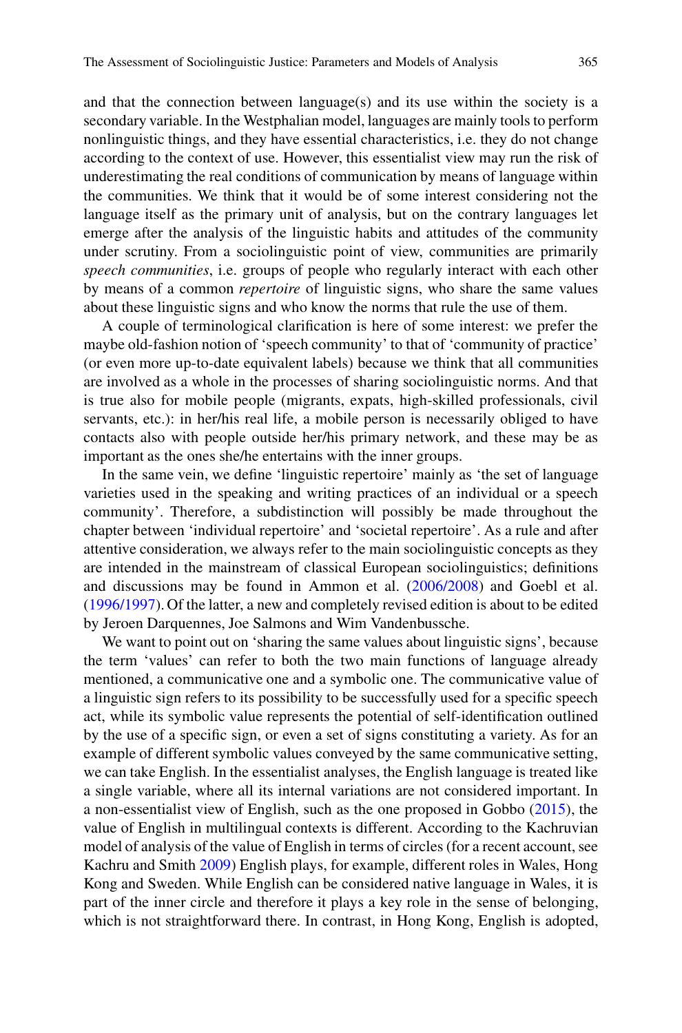and that the connection between language(s) and its use within the society is a secondary variable. In the Westphalian model, languages are mainly tools to perform nonlinguistic things, and they have essential characteristics, i.e. they do not change according to the context of use. However, this essentialist view may run the risk of underestimating the real conditions of communication by means of language within the communities. We think that it would be of some interest considering not the language itself as the primary unit of analysis, but on the contrary languages let emerge after the analysis of the linguistic habits and attitudes of the community under scrutiny. From a sociolinguistic point of view, communities are primarily *speech communities*, i.e. groups of people who regularly interact with each other by means of a common *repertoire* of linguistic signs, who share the same values about these linguistic signs and who know the norms that rule the use of them.

A couple of terminological clarification is here of some interest: we prefer the maybe old-fashion notion of 'speech community' to that of 'community of practice' (or even more up-to-date equivalent labels) because we think that all communities are involved as a whole in the processes of sharing sociolinguistic norms. And that is true also for mobile people (migrants, expats, high-skilled professionals, civil servants, etc.): in her/his real life, a mobile person is necessarily obliged to have contacts also with people outside her/his primary network, and these may be as important as the ones she/he entertains with the inner groups.

In the same vein, we define 'linguistic repertoire' mainly as 'the set of language varieties used in the speaking and writing practices of an individual or a speech community'. Therefore, a subdistinction will possibly be made throughout the chapter between 'individual repertoire' and 'societal repertoire'. As a rule and after attentive consideration, we always refer to the main sociolinguistic concepts as they are intended in the mainstream of classical European sociolinguistics; definitions and discussions may be found in Ammon et al. (2006/2008) and Goebl et al. (1996/1997). Of the latter, a new and completely revised edition is about to be edited by Jeroen Darquennes, Joe Salmons and Wim Vandenbussche.

We want to point out on 'sharing the same values about linguistic signs', because the term 'values' can refer to both the two main functions of language already mentioned, a communicative one and a symbolic one. The communicative value of a linguistic sign refers to its possibility to be successfully used for a specific speech act, while its symbolic value represents the potential of self-identification outlined by the use of a specific sign, or even a set of signs constituting a variety. As for an example of different symbolic values conveyed by the same communicative setting, we can take English. In the essentialist analyses, the English language is treated like a single variable, where all its internal variations are not considered important. In a non-essentialist view of English, such as the one proposed in Gobbo (2015), the value of English in multilingual contexts is different. According to the Kachruvian model of analysis of the value of English in terms of circles (for a recent account, see Kachru and Smith 2009) English plays, for example, different roles in Wales, Hong Kong and Sweden. While English can be considered native language in Wales, it is part of the inner circle and therefore it plays a key role in the sense of belonging, which is not straightforward there. In contrast, in Hong Kong, English is adopted,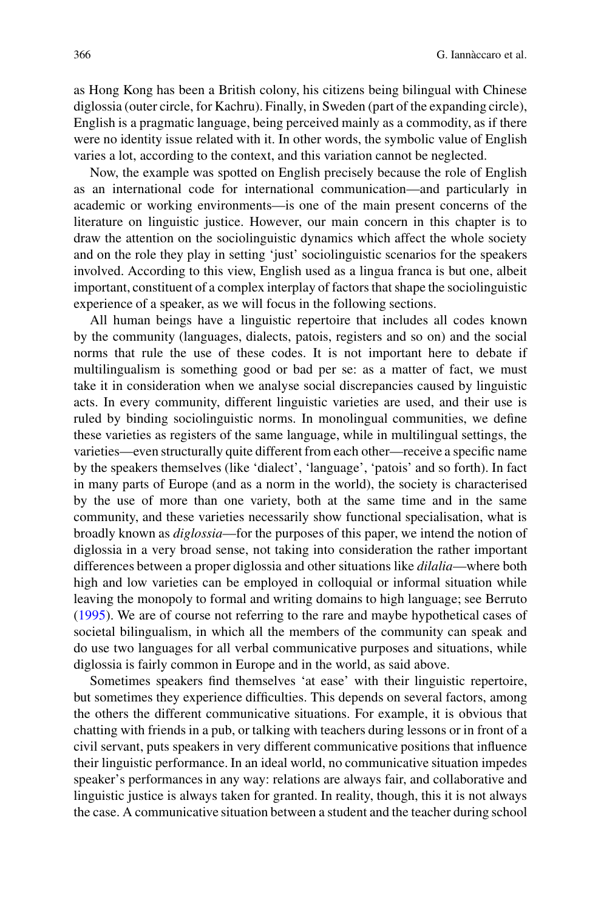as Hong Kong has been a British colony, his citizens being bilingual with Chinese diglossia (outer circle, for Kachru). Finally, in Sweden (part of the expanding circle), English is a pragmatic language, being perceived mainly as a commodity, as if there were no identity issue related with it. In other words, the symbolic value of English varies a lot, according to the context, and this variation cannot be neglected.

Now, the example was spotted on English precisely because the role of English as an international code for international communication—and particularly in academic or working environments—is one of the main present concerns of the literature on linguistic justice. However, our main concern in this chapter is to draw the attention on the sociolinguistic dynamics which affect the whole society and on the role they play in setting 'just' sociolinguistic scenarios for the speakers involved. According to this view, English used as a lingua franca is but one, albeit important, constituent of a complex interplay of factors that shape the sociolinguistic experience of a speaker, as we will focus in the following sections.

All human beings have a linguistic repertoire that includes all codes known by the community (languages, dialects, patois, registers and so on) and the social norms that rule the use of these codes. It is not important here to debate if multilingualism is something good or bad per se: as a matter of fact, we must take it in consideration when we analyse social discrepancies caused by linguistic acts. In every community, different linguistic varieties are used, and their use is ruled by binding sociolinguistic norms. In monolingual communities, we define these varieties as registers of the same language, while in multilingual settings, the varieties—even structurally quite different from each other—receive a specific name by the speakers themselves (like 'dialect', 'language', 'patois' and so forth). In fact in many parts of Europe (and as a norm in the world), the society is characterised by the use of more than one variety, both at the same time and in the same community, and these varieties necessarily show functional specialisation, what is broadly known as *diglossia*—for the purposes of this paper, we intend the notion of diglossia in a very broad sense, not taking into consideration the rather important differences between a proper diglossia and other situations like *dilalia*—where both high and low varieties can be employed in colloquial or informal situation while leaving the monopoly to formal and writing domains to high language; see Berruto (1995). We are of course not referring to the rare and maybe hypothetical cases of societal bilingualism, in which all the members of the community can speak and do use two languages for all verbal communicative purposes and situations, while diglossia is fairly common in Europe and in the world, as said above.

Sometimes speakers find themselves 'at ease' with their linguistic repertoire, but sometimes they experience difficulties. This depends on several factors, among the others the different communicative situations. For example, it is obvious that chatting with friends in a pub, or talking with teachers during lessons or in front of a civil servant, puts speakers in very different communicative positions that influence their linguistic performance. In an ideal world, no communicative situation impedes speaker's performances in any way: relations are always fair, and collaborative and linguistic justice is always taken for granted. In reality, though, this it is not always the case. A communicative situation between a student and the teacher during school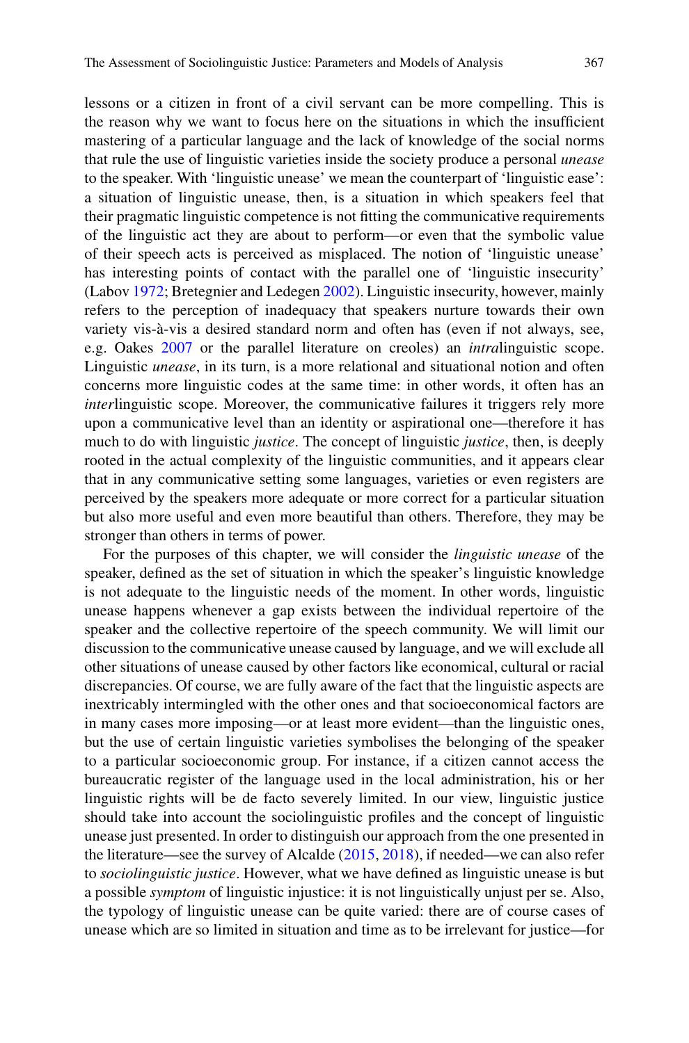lessons or a citizen in front of a civil servant can be more compelling. This is the reason why we want to focus here on the situations in which the insufficient mastering of a particular language and the lack of knowledge of the social norms that rule the use of linguistic varieties inside the society produce a personal *unease* to the speaker. With 'linguistic unease' we mean the counterpart of 'linguistic ease': a situation of linguistic unease, then, is a situation in which speakers feel that their pragmatic linguistic competence is not fitting the communicative requirements of the linguistic act they are about to perform—or even that the symbolic value of their speech acts is perceived as misplaced. The notion of 'linguistic unease' has interesting points of contact with the parallel one of 'linguistic insecurity' (Labov 1972; Bretegnier and Ledegen 2002). Linguistic insecurity, however, mainly refers to the perception of inadequacy that speakers nurture towards their own variety vis-à-vis a desired standard norm and often has (even if not always, see, e.g. Oakes 2007 or the parallel literature on creoles) an *intra*linguistic scope. Linguistic *unease*, in its turn, is a more relational and situational notion and often concerns more linguistic codes at the same time: in other words, it often has an *inter*linguistic scope. Moreover, the communicative failures it triggers rely more upon a communicative level than an identity or aspirational one—therefore it has much to do with linguistic *justice*. The concept of linguistic *justice*, then, is deeply rooted in the actual complexity of the linguistic communities, and it appears clear that in any communicative setting some languages, varieties or even registers are perceived by the speakers more adequate or more correct for a particular situation but also more useful and even more beautiful than others. Therefore, they may be stronger than others in terms of power.

For the purposes of this chapter, we will consider the *linguistic unease* of the speaker, defined as the set of situation in which the speaker's linguistic knowledge is not adequate to the linguistic needs of the moment. In other words, linguistic unease happens whenever a gap exists between the individual repertoire of the speaker and the collective repertoire of the speech community. We will limit our discussion to the communicative unease caused by language, and we will exclude all other situations of unease caused by other factors like economical, cultural or racial discrepancies. Of course, we are fully aware of the fact that the linguistic aspects are inextricably intermingled with the other ones and that socioeconomical factors are in many cases more imposing—or at least more evident—than the linguistic ones, but the use of certain linguistic varieties symbolises the belonging of the speaker to a particular socioeconomic group. For instance, if a citizen cannot access the bureaucratic register of the language used in the local administration, his or her linguistic rights will be de facto severely limited. In our view, linguistic justice should take into account the sociolinguistic profiles and the concept of linguistic unease just presented. In order to distinguish our approach from the one presented in the literature—see the survey of Alcalde (2015, 2018), if needed—we can also refer to *sociolinguistic justice*. However, what we have defined as linguistic unease is but a possible *symptom* of linguistic injustice: it is not linguistically unjust per se. Also, the typology of linguistic unease can be quite varied: there are of course cases of unease which are so limited in situation and time as to be irrelevant for justice—for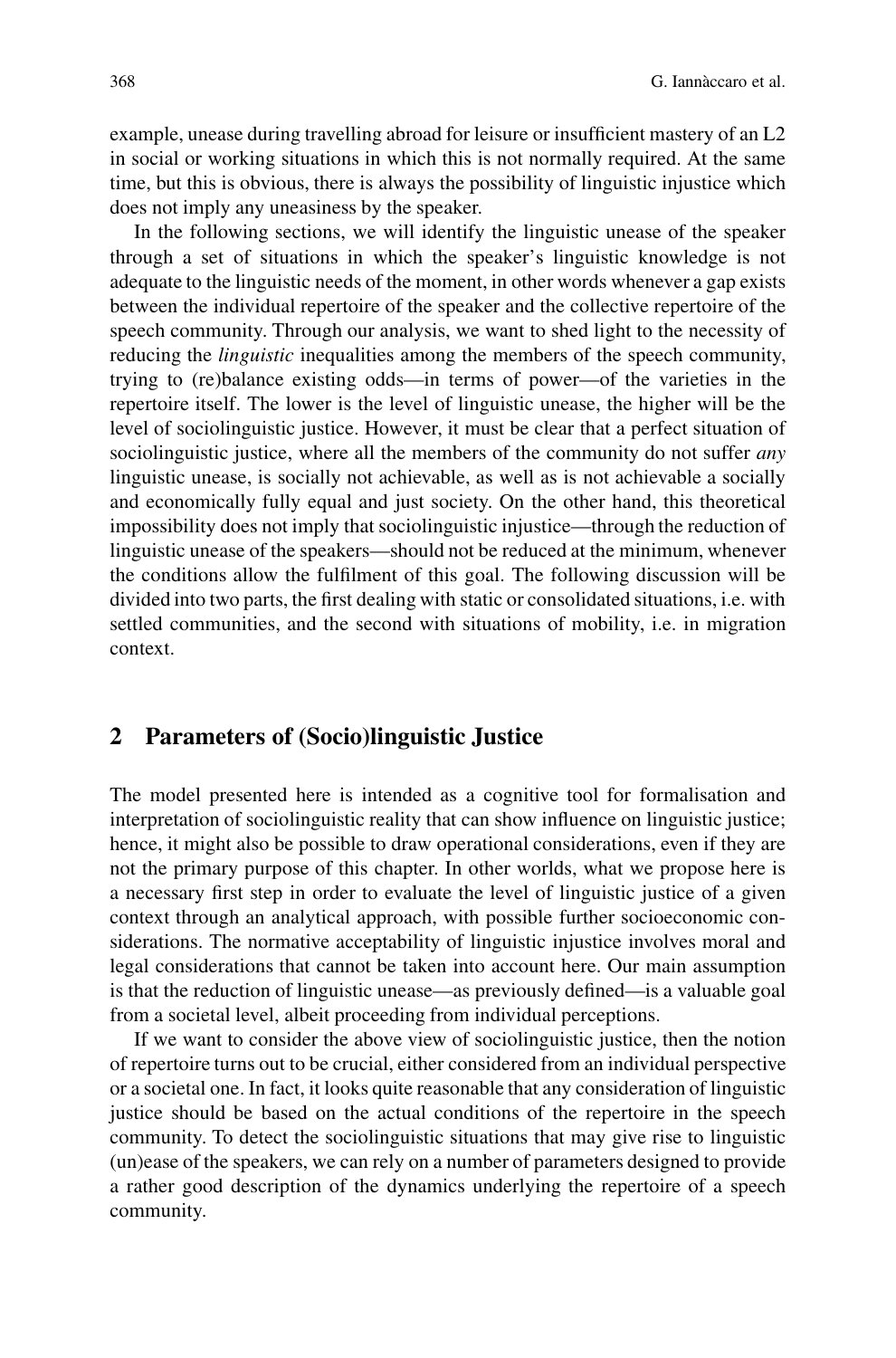example, unease during travelling abroad for leisure or insufficient mastery of an L2 in social or working situations in which this is not normally required. At the same time, but this is obvious, there is always the possibility of linguistic injustice which does not imply any uneasiness by the speaker.

In the following sections, we will identify the linguistic unease of the speaker through a set of situations in which the speaker's linguistic knowledge is not adequate to the linguistic needs of the moment, in other words whenever a gap exists between the individual repertoire of the speaker and the collective repertoire of the speech community. Through our analysis, we want to shed light to the necessity of reducing the *linguistic* inequalities among the members of the speech community, trying to (re)balance existing odds—in terms of power—of the varieties in the repertoire itself. The lower is the level of linguistic unease, the higher will be the level of sociolinguistic justice. However, it must be clear that a perfect situation of sociolinguistic justice, where all the members of the community do not suffer *any* linguistic unease, is socially not achievable, as well as is not achievable a socially and economically fully equal and just society. On the other hand, this theoretical impossibility does not imply that sociolinguistic injustice—through the reduction of linguistic unease of the speakers—should not be reduced at the minimum, whenever the conditions allow the fulfilment of this goal. The following discussion will be divided into two parts, the first dealing with static or consolidated situations, i.e. with settled communities, and the second with situations of mobility, i.e. in migration context.

## 2 Parameters of (Socio)linguistic Justice

The model presented here is intended as a cognitive tool for formalisation and interpretation of sociolinguistic reality that can show influence on linguistic justice; hence, it might also be possible to draw operational considerations, even if they are not the primary purpose of this chapter. In other worlds, what we propose here is a necessary first step in order to evaluate the level of linguistic justice of a given context through an analytical approach, with possible further socioeconomic considerations. The normative acceptability of linguistic injustice involves moral and legal considerations that cannot be taken into account here. Our main assumption is that the reduction of linguistic unease—as previously defined—is a valuable goal from a societal level, albeit proceeding from individual perceptions.

If we want to consider the above view of sociolinguistic justice, then the notion of repertoire turns out to be crucial, either considered from an individual perspective or a societal one. In fact, it looks quite reasonable that any consideration of linguistic justice should be based on the actual conditions of the repertoire in the speech community. To detect the sociolinguistic situations that may give rise to linguistic (un)ease of the speakers, we can rely on a number of parameters designed to provide a rather good description of the dynamics underlying the repertoire of a speech community.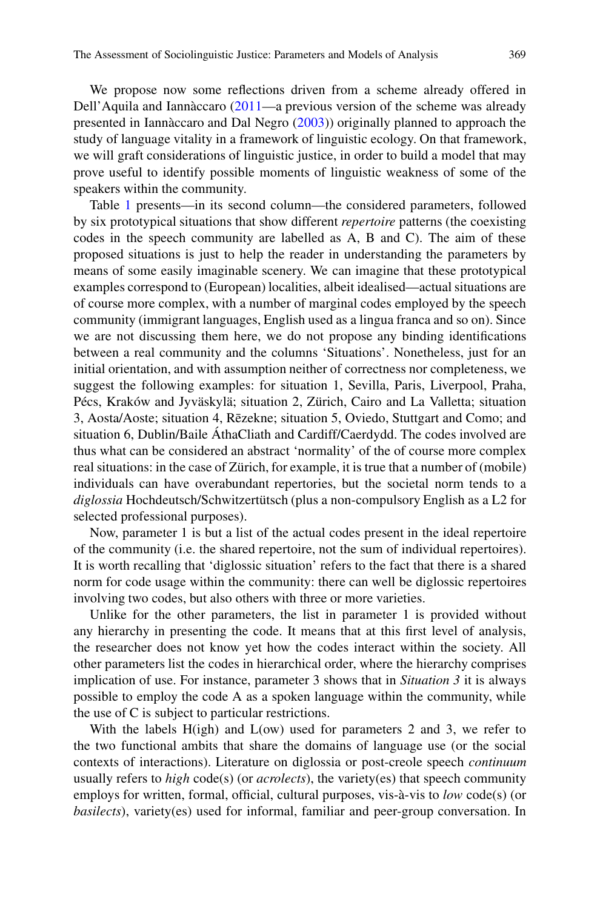We propose now some reflections driven from a scheme already offered in Dell'Aquila and Iannàccaro (2011—a previous version of the scheme was already presented in Iannàccaro and Dal Negro (2003)) originally planned to approach the study of language vitality in a framework of linguistic ecology. On that framework, we will graft considerations of linguistic justice, in order to build a model that may prove useful to identify possible moments of linguistic weakness of some of the speakers within the community.

Table 1 presents—in its second column—the considered parameters, followed by six prototypical situations that show different *repertoire* patterns (the coexisting codes in the speech community are labelled as A, B and C). The aim of these proposed situations is just to help the reader in understanding the parameters by means of some easily imaginable scenery. We can imagine that these prototypical examples correspond to (European) localities, albeit idealised—actual situations are of course more complex, with a number of marginal codes employed by the speech community (immigrant languages, English used as a lingua franca and so on). Since we are not discussing them here, we do not propose any binding identifications between a real community and the columns 'Situations'. Nonetheless, just for an initial orientation, and with assumption neither of correctness nor completeness, we suggest the following examples: for situation 1, Sevilla, Paris, Liverpool, Praha, Pécs, Kraków and Jyväskylä; situation 2, Zürich, Cairo and La Valletta; situation 3, Aosta/Aoste; situation 4, Rēzekne; situation 5, Oviedo, Stuttgart and Como; and situation 6, Dublin/Baile ÁthaCliath and Cardiff/Caerdydd. The codes involved are thus what can be considered an abstract 'normality' of the of course more complex real situations: in the case of Zürich, for example, it is true that a number of (mobile) individuals can have overabundant repertories, but the societal norm tends to a *diglossia* Hochdeutsch/Schwitzertütsch (plus a non-compulsory English as a L2 for selected professional purposes).

Now, parameter 1 is but a list of the actual codes present in the ideal repertoire of the community (i.e. the shared repertoire, not the sum of individual repertoires). It is worth recalling that 'diglossic situation' refers to the fact that there is a shared norm for code usage within the community: there can well be diglossic repertoires involving two codes, but also others with three or more varieties.

Unlike for the other parameters, the list in parameter 1 is provided without any hierarchy in presenting the code. It means that at this first level of analysis, the researcher does not know yet how the codes interact within the society. All other parameters list the codes in hierarchical order, where the hierarchy comprises implication of use. For instance, parameter 3 shows that in *Situation 3* it is always possible to employ the code A as a spoken language within the community, while the use of C is subject to particular restrictions.

With the labels H(igh) and L(ow) used for parameters 2 and 3, we refer to the two functional ambits that share the domains of language use (or the social contexts of interactions). Literature on diglossia or post-creole speech *continuum* usually refers to *high* code(s) (or *acrolects*), the variety(es) that speech community employs for written, formal, official, cultural purposes, vis-à-vis to *low* code(s) (or *basilects*), variety(es) used for informal, familiar and peer-group conversation. In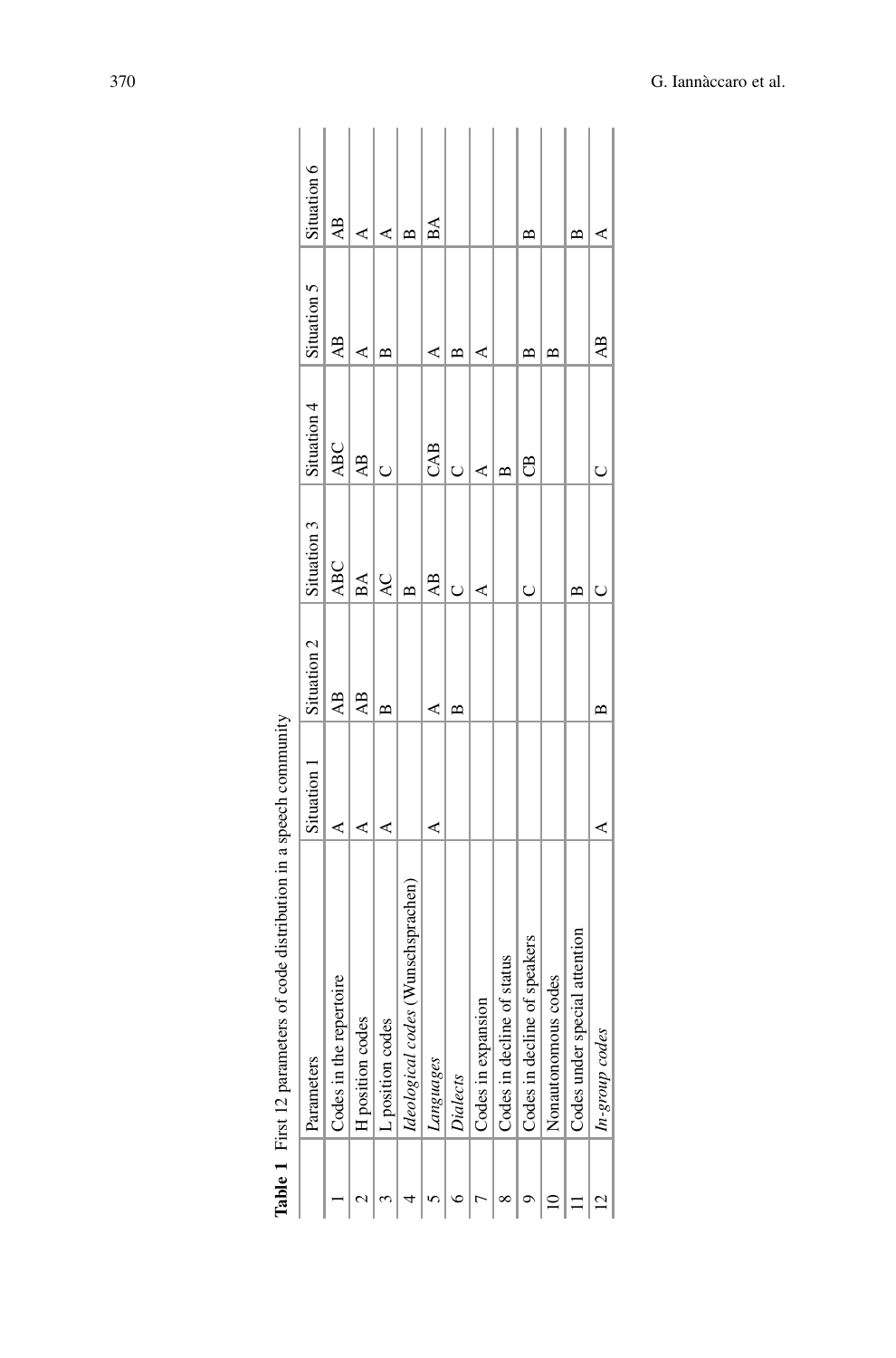**Table 1** First 12 parameters of code distribution in a speech community

| | Parameters | Situation 1 | Situation 2 | Situation 3 | Situation 4 | Situation 5 | Situation 6 |
|---|---|---|---|---|---|---|---|
| 1 | Codes in the repertoire | A | AB | ABC | ABC | AB | AB |
| 2 | H position codes | A | AB | BA | AB | A | A |
| 3 | L position codes | A | B | AC | C | B | A |
| 4 | *Ideological codes* (Wunschsprachen) | | | B | | | B |
| 5 | *Languages* | A | A | AB | CAB | A | BA |
| 6 | *Dialects* | | B | C | C | B | |
| 7 | Codes in expansion | | | A | A | A | |
| 8 | Codes in decline of status | | | | B | | |
| 9 | Codes in decline of speakers | | | C | CB | B | B |
| 10 | Nonautonomous codes | | | | | B | |
| 11 | Codes under special attention | | | B | | | B |
| 12 | *In-group codes* | A | B | C | C | AB | A |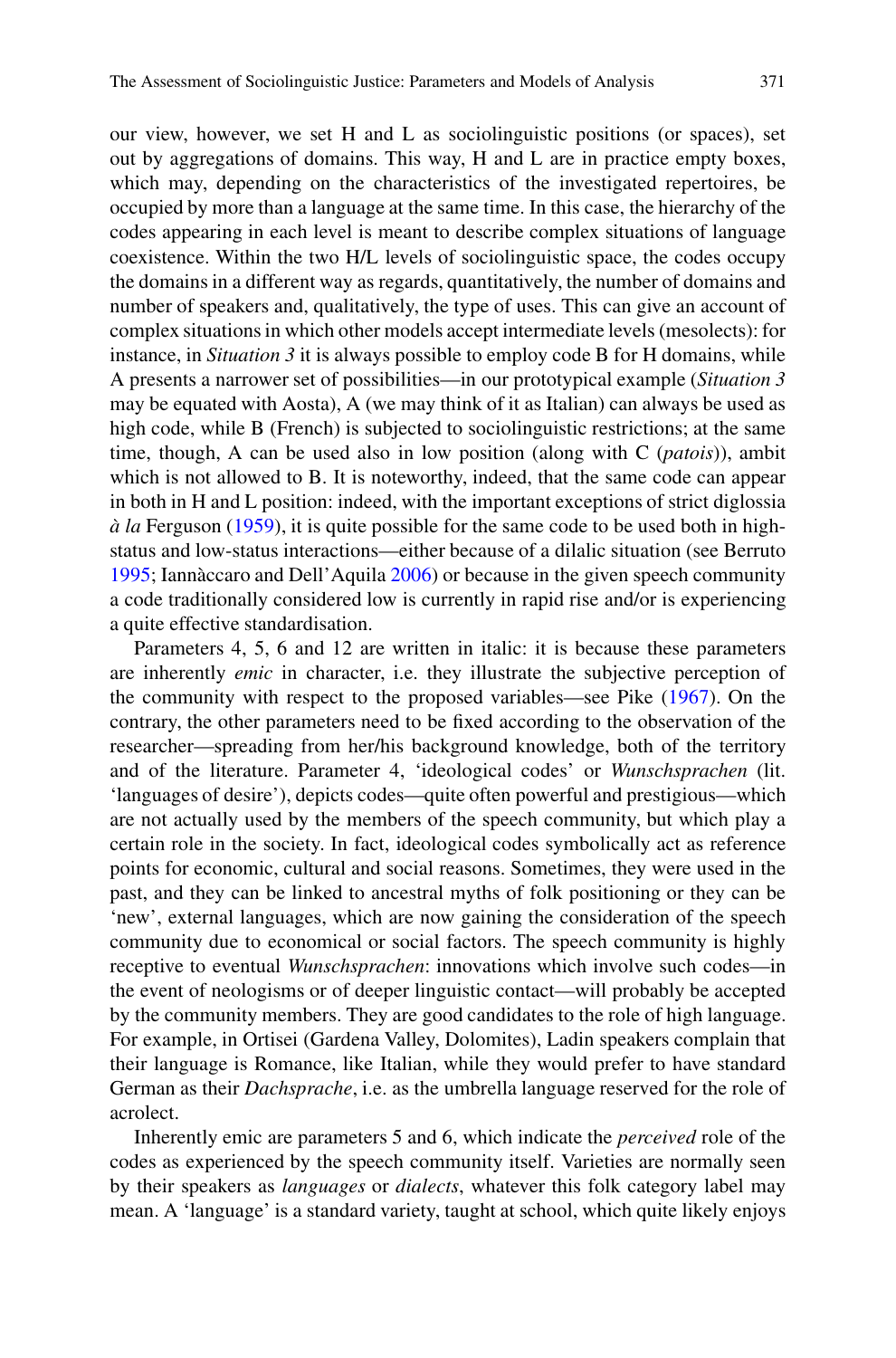our view, however, we set H and L as sociolinguistic positions (or spaces), set out by aggregations of domains. This way, H and L are in practice empty boxes, which may, depending on the characteristics of the investigated repertoires, be occupied by more than a language at the same time. In this case, the hierarchy of the codes appearing in each level is meant to describe complex situations of language coexistence. Within the two H/L levels of sociolinguistic space, the codes occupy the domains in a different way as regards, quantitatively, the number of domains and number of speakers and, qualitatively, the type of uses. This can give an account of complex situations in which other models accept intermediate levels (mesolects): for instance, in *Situation 3* it is always possible to employ code B for H domains, while A presents a narrower set of possibilities—in our prototypical example (*Situation 3* may be equated with Aosta), A (we may think of it as Italian) can always be used as high code, while B (French) is subjected to sociolinguistic restrictions; at the same time, though, A can be used also in low position (along with C (*patois*)), ambit which is not allowed to B. It is noteworthy, indeed, that the same code can appear in both in H and L position: indeed, with the important exceptions of strict diglossia *à la* Ferguson (1959), it is quite possible for the same code to be used both in high-status and low-status interactions—either because of a dilalic situation (see Berruto 1995; Iannàccaro and Dell'Aquila 2006) or because in the given speech community a code traditionally considered low is currently in rapid rise and/or is experiencing a quite effective standardisation.

Parameters 4, 5, 6 and 12 are written in italic: it is because these parameters are inherently *emic* in character, i.e. they illustrate the subjective perception of the community with respect to the proposed variables—see Pike (1967). On the contrary, the other parameters need to be fixed according to the observation of the researcher—spreading from her/his background knowledge, both of the territory and of the literature. Parameter 4, 'ideological codes' or *Wunschsprachen* (lit. 'languages of desire'), depicts codes—quite often powerful and prestigious—which are not actually used by the members of the speech community, but which play a certain role in the society. In fact, ideological codes symbolically act as reference points for economic, cultural and social reasons. Sometimes, they were used in the past, and they can be linked to ancestral myths of folk positioning or they can be 'new', external languages, which are now gaining the consideration of the speech community due to economical or social factors. The speech community is highly receptive to eventual *Wunschsprachen*: innovations which involve such codes—in the event of neologisms or of deeper linguistic contact—will probably be accepted by the community members. They are good candidates to the role of high language. For example, in Ortisei (Gardena Valley, Dolomites), Ladin speakers complain that their language is Romance, like Italian, while they would prefer to have standard German as their *Dachsprache*, i.e. as the umbrella language reserved for the role of acrolect.

Inherently emic are parameters 5 and 6, which indicate the *perceived* role of the codes as experienced by the speech community itself. Varieties are normally seen by their speakers as *languages* or *dialects*, whatever this folk category label may mean. A 'language' is a standard variety, taught at school, which quite likely enjoys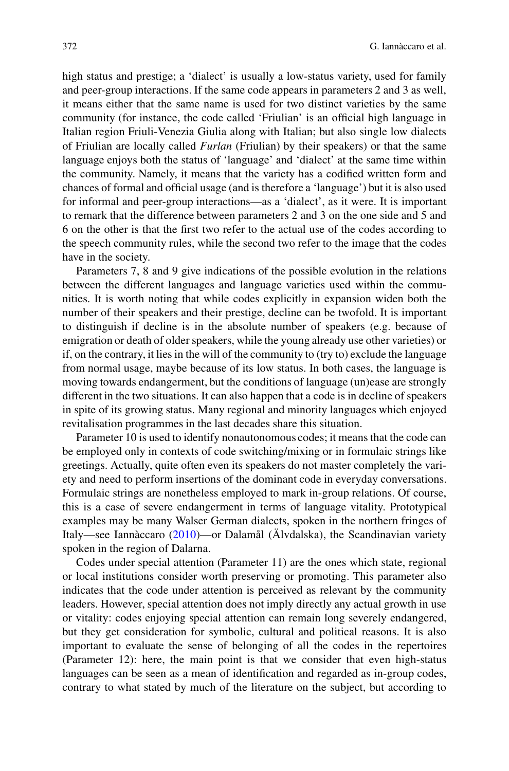high status and prestige; a 'dialect' is usually a low-status variety, used for family and peer-group interactions. If the same code appears in parameters 2 and 3 as well, it means either that the same name is used for two distinct varieties by the same community (for instance, the code called 'Friulian' is an official high language in Italian region Friuli-Venezia Giulia along with Italian; but also single low dialects of Friulian are locally called *Furlan* (Friulian) by their speakers) or that the same language enjoys both the status of 'language' and 'dialect' at the same time within the community. Namely, it means that the variety has a codified written form and chances of formal and official usage (and is therefore a 'language') but it is also used for informal and peer-group interactions—as a 'dialect', as it were. It is important to remark that the difference between parameters 2 and 3 on the one side and 5 and 6 on the other is that the first two refer to the actual use of the codes according to the speech community rules, while the second two refer to the image that the codes have in the society.

Parameters 7, 8 and 9 give indications of the possible evolution in the relations between the different languages and language varieties used within the communities. It is worth noting that while codes explicitly in expansion widen both the number of their speakers and their prestige, decline can be twofold. It is important to distinguish if decline is in the absolute number of speakers (e.g. because of emigration or death of older speakers, while the young already use other varieties) or if, on the contrary, it lies in the will of the community to (try to) exclude the language from normal usage, maybe because of its low status. In both cases, the language is moving towards endangerment, but the conditions of language (un)ease are strongly different in the two situations. It can also happen that a code is in decline of speakers in spite of its growing status. Many regional and minority languages which enjoyed revitalisation programmes in the last decades share this situation.

Parameter 10 is used to identify nonautonomous codes; it means that the code can be employed only in contexts of code switching/mixing or in formulaic strings like greetings. Actually, quite often even its speakers do not master completely the variety and need to perform insertions of the dominant code in everyday conversations. Formulaic strings are nonetheless employed to mark in-group relations. Of course, this is a case of severe endangerment in terms of language vitality. Prototypical examples may be many Walser German dialects, spoken in the northern fringes of Italy—see Iannàccaro (2010)—or Dalamål (Älvdalska), the Scandinavian variety spoken in the region of Dalarna.

Codes under special attention (Parameter 11) are the ones which state, regional or local institutions consider worth preserving or promoting. This parameter also indicates that the code under attention is perceived as relevant by the community leaders. However, special attention does not imply directly any actual growth in use or vitality: codes enjoying special attention can remain long severely endangered, but they get consideration for symbolic, cultural and political reasons. It is also important to evaluate the sense of belonging of all the codes in the repertoires (Parameter 12): here, the main point is that we consider that even high-status languages can be seen as a mean of identification and regarded as in-group codes, contrary to what stated by much of the literature on the subject, but according to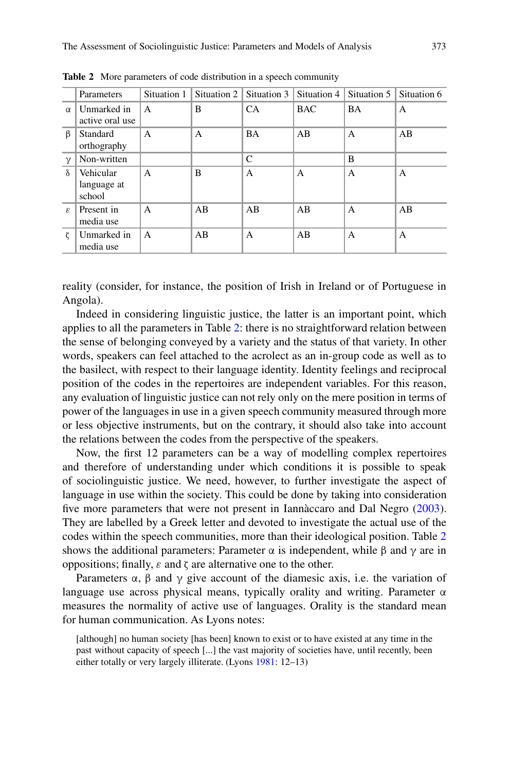**Table 2** More parameters of code distribution in a speech community

| | Parameters | Situation 1 | Situation 2 | Situation 3 | Situation 4 | Situation 5 | Situation 6 |
|---|---|---|---|---|---|---|---|
| α | Unmarked in active oral use | A | B | CA | BAC | BA | A |
| β | Standard orthography | A | A | BA | AB | A | AB |
| γ | Non-written | | | C | | B | |
| δ | Vehicular language at school | A | B | A | A | A | A |
| ε | Present in media use | A | AB | AB | AB | A | AB |
| ζ | Unmarked in media use | A | AB | A | AB | A | A |

reality (consider, for instance, the position of Irish in Ireland or of Portuguese in Angola).

Indeed in considering linguistic justice, the latter is an important point, which applies to all the parameters in Table 2: there is no straightforward relation between the sense of belonging conveyed by a variety and the status of that variety. In other words, speakers can feel attached to the acrolect as an in-group code as well as to the basilect, with respect to their language identity. Identity feelings and reciprocal position of the codes in the repertoires are independent variables. For this reason, any evaluation of linguistic justice can not rely only on the mere position in terms of power of the languages in use in a given speech community measured through more or less objective instruments, but on the contrary, it should also take into account the relations between the codes from the perspective of the speakers.

Now, the first 12 parameters can be a way of modelling complex repertoires and therefore of understanding under which conditions it is possible to speak of sociolinguistic justice. We need, however, to further investigate the aspect of language in use within the society. This could be done by taking into consideration five more parameters that were not present in Iannàccaro and Dal Negro (2003). They are labelled by a Greek letter and devoted to investigate the actual use of the codes within the speech communities, more than their ideological position. Table 2 shows the additional parameters: Parameter α is independent, while β and γ are in oppositions; finally, ε and ζ are alternative one to the other.

Parameters α, β and γ give account of the diamesic axis, i.e. the variation of language use across physical means, typically orality and writing. Parameter α measures the normality of active use of languages. Orality is the standard mean for human communication. As Lyons notes:

> [although] no human society [has been] known to exist or to have existed at any time in the past without capacity of speech [...] the vast majority of societies have, until recently, been either totally or very largely illiterate. (Lyons 1981: 12–13)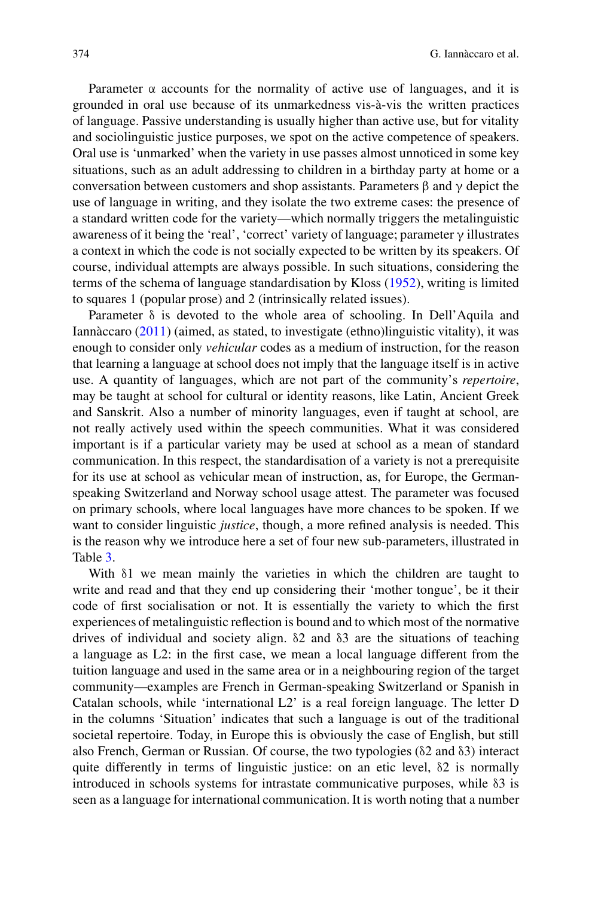Parameter α accounts for the normality of active use of languages, and it is grounded in oral use because of its unmarkedness vis-à-vis the written practices of language. Passive understanding is usually higher than active use, but for vitality and sociolinguistic justice purposes, we spot on the active competence of speakers. Oral use is 'unmarked' when the variety in use passes almost unnoticed in some key situations, such as an adult addressing to children in a birthday party at home or a conversation between customers and shop assistants. Parameters β and γ depict the use of language in writing, and they isolate the two extreme cases: the presence of a standard written code for the variety—which normally triggers the metalinguistic awareness of it being the 'real', 'correct' variety of language; parameter γ illustrates a context in which the code is not socially expected to be written by its speakers. Of course, individual attempts are always possible. In such situations, considering the terms of the schema of language standardisation by Kloss (1952), writing is limited to squares 1 (popular prose) and 2 (intrinsically related issues).

Parameter δ is devoted to the whole area of schooling. In Dell'Aquila and Iannàccaro (2011) (aimed, as stated, to investigate (ethno)linguistic vitality), it was enough to consider only *vehicular* codes as a medium of instruction, for the reason that learning a language at school does not imply that the language itself is in active use. A quantity of languages, which are not part of the community's *repertoire*, may be taught at school for cultural or identity reasons, like Latin, Ancient Greek and Sanskrit. Also a number of minority languages, even if taught at school, are not really actively used within the speech communities. What it was considered important is if a particular variety may be used at school as a mean of standard communication. In this respect, the standardisation of a variety is not a prerequisite for its use at school as vehicular mean of instruction, as, for Europe, the German-speaking Switzerland and Norway school usage attest. The parameter was focused on primary schools, where local languages have more chances to be spoken. If we want to consider linguistic *justice*, though, a more refined analysis is needed. This is the reason why we introduce here a set of four new sub-parameters, illustrated in Table 3.

With δ1 we mean mainly the varieties in which the children are taught to write and read and that they end up considering their 'mother tongue', be it their code of first socialisation or not. It is essentially the variety to which the first experiences of metalinguistic reflection is bound and to which most of the normative drives of individual and society align. δ2 and δ3 are the situations of teaching a language as L2: in the first case, we mean a local language different from the tuition language and used in the same area or in a neighbouring region of the target community—examples are French in German-speaking Switzerland or Spanish in Catalan schools, while 'international L2' is a real foreign language. The letter D in the columns 'Situation' indicates that such a language is out of the traditional societal repertoire. Today, in Europe this is obviously the case of English, but still also French, German or Russian. Of course, the two typologies (δ2 and δ3) interact quite differently in terms of linguistic justice: on an etic level, δ2 is normally introduced in schools systems for intrastate communicative purposes, while δ3 is seen as a language for international communication. It is worth noting that a number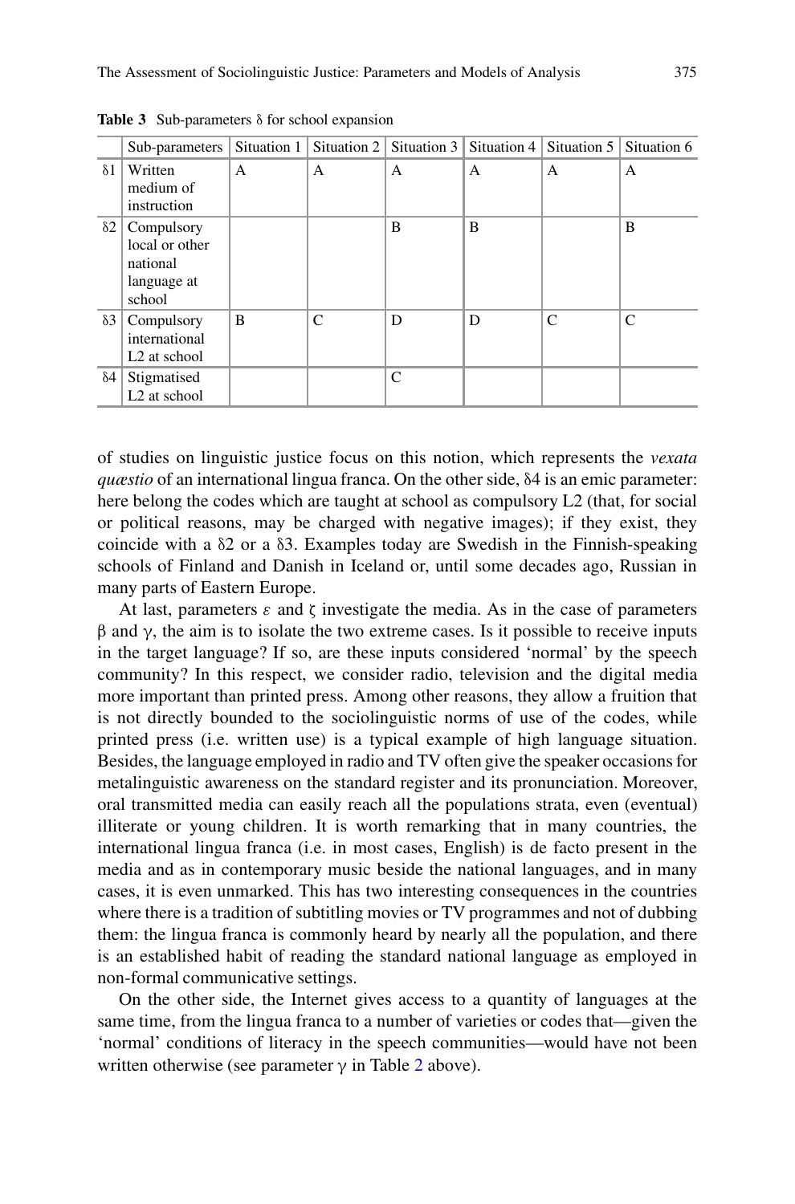**Table 3** Sub-parameters δ for school expansion

| | Sub-parameters | Situation 1 | Situation 2 | Situation 3 | Situation 4 | Situation 5 | Situation 6 |
|---|---|---|---|---|---|---|---|
| δ1 | Written medium of instruction | A | A | A | A | A | A |
| δ2 | Compulsory local or other national language at school | | | B | B | | B |
| δ3 | Compulsory international L2 at school | B | C | D | D | C | C |
| δ4 | Stigmatised L2 at school | | | C | | | |

of studies on linguistic justice focus on this notion, which represents the *vexata quæstio* of an international lingua franca. On the other side, δ4 is an emic parameter: here belong the codes which are taught at school as compulsory L2 (that, for social or political reasons, may be charged with negative images); if they exist, they coincide with a δ2 or a δ3. Examples today are Swedish in the Finnish-speaking schools of Finland and Danish in Iceland or, until some decades ago, Russian in many parts of Eastern Europe.

At last, parameters ε and ζ investigate the media. As in the case of parameters β and γ, the aim is to isolate the two extreme cases. Is it possible to receive inputs in the target language? If so, are these inputs considered 'normal' by the speech community? In this respect, we consider radio, television and the digital media more important than printed press. Among other reasons, they allow a fruition that is not directly bounded to the sociolinguistic norms of use of the codes, while printed press (i.e. written use) is a typical example of high language situation. Besides, the language employed in radio and TV often give the speaker occasions for metalinguistic awareness on the standard register and its pronunciation. Moreover, oral transmitted media can easily reach all the populations strata, even (eventual) illiterate or young children. It is worth remarking that in many countries, the international lingua franca (i.e. in most cases, English) is de facto present in the media and as in contemporary music beside the national languages, and in many cases, it is even unmarked. This has two interesting consequences in the countries where there is a tradition of subtitling movies or TV programmes and not of dubbing them: the lingua franca is commonly heard by nearly all the population, and there is an established habit of reading the standard national language as employed in non-formal communicative settings.

On the other side, the Internet gives access to a quantity of languages at the same time, from the lingua franca to a number of varieties or codes that—given the 'normal' conditions of literacy in the speech communities—would have not been written otherwise (see parameter γ in Table 2 above).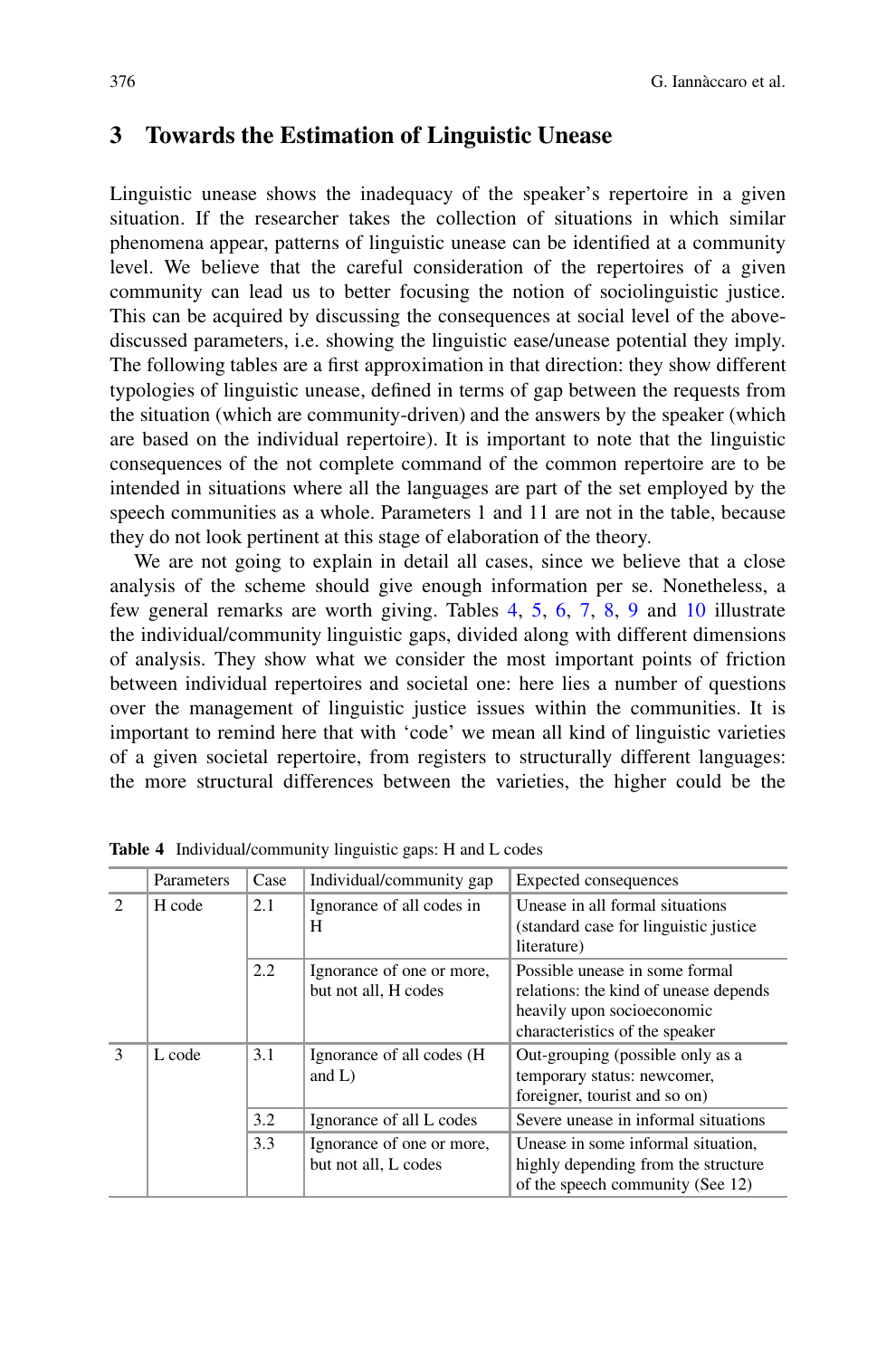## 3 Towards the Estimation of Linguistic Unease

Linguistic unease shows the inadequacy of the speaker's repertoire in a given situation. If the researcher takes the collection of situations in which similar phenomena appear, patterns of linguistic unease can be identified at a community level. We believe that the careful consideration of the repertoires of a given community can lead us to better focusing the notion of sociolinguistic justice. This can be acquired by discussing the consequences at social level of the above-discussed parameters, i.e. showing the linguistic ease/unease potential they imply. The following tables are a first approximation in that direction: they show different typologies of linguistic unease, defined in terms of gap between the requests from the situation (which are community-driven) and the answers by the speaker (which are based on the individual repertoire). It is important to note that the linguistic consequences of the not complete command of the common repertoire are to be intended in situations where all the languages are part of the set employed by the speech communities as a whole. Parameters 1 and 11 are not in the table, because they do not look pertinent at this stage of elaboration of the theory.

We are not going to explain in detail all cases, since we believe that a close analysis of the scheme should give enough information per se. Nonetheless, a few general remarks are worth giving. Tables 4, 5, 6, 7, 8, 9 and 10 illustrate the individual/community linguistic gaps, divided along with different dimensions of analysis. They show what we consider the most important points of friction between individual repertoires and societal one: here lies a number of questions over the management of linguistic justice issues within the communities. It is important to remind here that with 'code' we mean all kind of linguistic varieties of a given societal repertoire, from registers to structurally different languages: the more structural differences between the varieties, the higher could be the

**Table 4** Individual/community linguistic gaps: H and L codes

| | Parameters | Case | Individual/community gap | Expected consequences |
|---|---|---|---|---|
| 2 | H code | 2.1 | Ignorance of all codes in H | Unease in all formal situations (standard case for linguistic justice literature) |
| | | 2.2 | Ignorance of one or more, but not all, H codes | Possible unease in some formal relations: the kind of unease depends heavily upon socioeconomic characteristics of the speaker |
| 3 | L code | 3.1 | Ignorance of all codes (H and L) | Out-grouping (possible only as a temporary status: newcomer, foreigner, tourist and so on) |
| | | 3.2 | Ignorance of all L codes | Severe unease in informal situations |
| | | 3.3 | Ignorance of one or more, but not all, L codes | Unease in some informal situation, highly depending from the structure of the speech community (See 12) |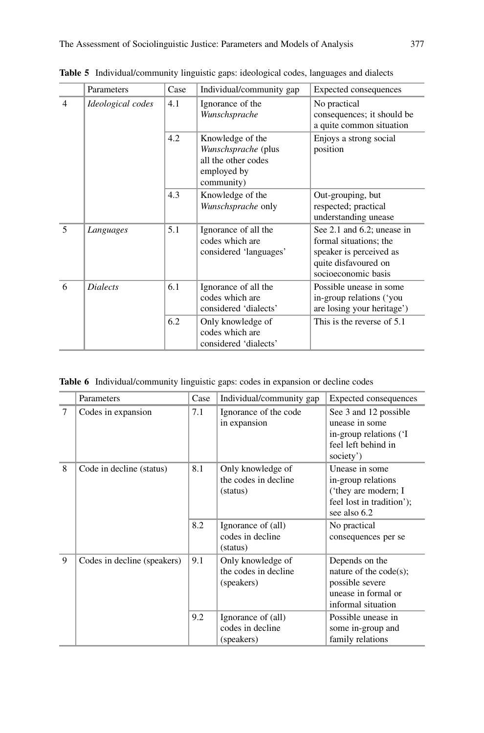**Table 5** Individual/community linguistic gaps: ideological codes, languages and dialects

| | Parameters | Case | Individual/community gap | Expected consequences |
|---|---|---|---|---|
| 4 | *Ideological codes* | 4.1 | Ignorance of the *Wunschsprache* | No practical consequences; it should be a quite common situation |
| | | 4.2 | Knowledge of the *Wunschsprache* (plus all the other codes employed by community) | Enjoys a strong social position |
| | | 4.3 | Knowledge of the *Wunschsprache* only | Out-grouping, but respected; practical understanding unease |
| 5 | *Languages* | 5.1 | Ignorance of all the codes which are considered 'languages' | See 2.1 and 6.2; unease in formal situations; the speaker is perceived as quite disfavoured on socioeconomic basis |
| 6 | *Dialects* | 6.1 | Ignorance of all the codes which are considered 'dialects' | Possible unease in some in-group relations ('you are losing your heritage') |
| | | 6.2 | Only knowledge of codes which are considered 'dialects' | This is the reverse of 5.1 |

**Table 6** Individual/community linguistic gaps: codes in expansion or decline codes

| | Parameters | Case | Individual/community gap | Expected consequences |
|---|---|---|---|---|
| 7 | Codes in expansion | 7.1 | Ignorance of the code in expansion | See 3 and 12 possible unease in some in-group relations ('I feel left behind in society') |
| 8 | Code in decline (status) | 8.1 | Only knowledge of the codes in decline (status) | Unease in some in-group relations ('they are modern; I feel lost in tradition'); see also 6.2 |
| | | 8.2 | Ignorance of (all) codes in decline (status) | No practical consequences per se |
| 9 | Codes in decline (speakers) | 9.1 | Only knowledge of the codes in decline (speakers) | Depends on the nature of the code(s); possible severe unease in formal or informal situation |
| | | 9.2 | Ignorance of (all) codes in decline (speakers) | Possible unease in some in-group and family relations |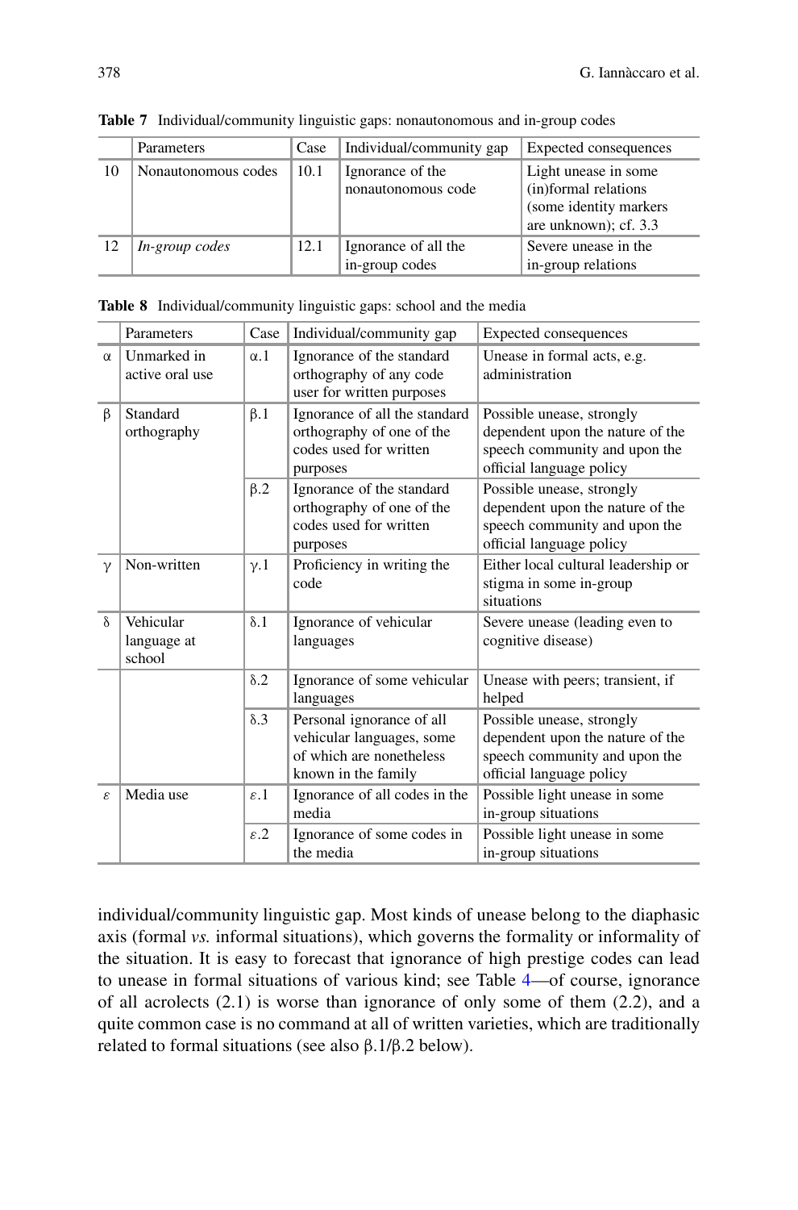**Table 7** Individual/community linguistic gaps: nonautonomous and in-group codes

| | Parameters | Case | Individual/community gap | Expected consequences |
|---|---|---|---|---|
| 10 | Nonautonomous codes | 10.1 | Ignorance of the nonautonomous code | Light unease in some (in)formal relations (some identity markers are unknown); cf. 3.3 |
| 12 | *In-group codes* | 12.1 | Ignorance of all the in-group codes | Severe unease in the in-group relations |

**Table 8** Individual/community linguistic gaps: school and the media

| | Parameters | Case | Individual/community gap | Expected consequences |
|---|---|---|---|---|
| α | Unmarked in active oral use | α.1 | Ignorance of the standard orthography of any code user for written purposes | Unease in formal acts, e.g. administration |
| β | Standard orthography | β.1 | Ignorance of all the standard orthography of one of the codes used for written purposes | Possible unease, strongly dependent upon the nature of the speech community and upon the official language policy |
| | | β.2 | Ignorance of the standard orthography of one of the codes used for written purposes | Possible unease, strongly dependent upon the nature of the speech community and upon the official language policy |
| γ | Non-written | γ.1 | Proficiency in writing the code | Either local cultural leadership or stigma in some in-group situations |
| δ | Vehicular language at school | δ.1 | Ignorance of vehicular languages | Severe unease (leading even to cognitive disease) |
| | | δ.2 | Ignorance of some vehicular languages | Unease with peers; transient, if helped |
| | | δ.3 | Personal ignorance of all vehicular languages, some of which are nonetheless known in the family | Possible unease, strongly dependent upon the nature of the speech community and upon the official language policy |
| ε | Media use | ε.1 | Ignorance of all codes in the media | Possible light unease in some in-group situations |
| | | ε.2 | Ignorance of some codes in the media | Possible light unease in some in-group situations |

individual/community linguistic gap. Most kinds of unease belong to the diaphasic axis (formal *vs.* informal situations), which governs the formality or informality of the situation. It is easy to forecast that ignorance of high prestige codes can lead to unease in formal situations of various kind; see Table 4—of course, ignorance of all acrolects (2.1) is worse than ignorance of only some of them (2.2), and a quite common case is no command at all of written varieties, which are traditionally related to formal situations (see also β.1/β.2 below).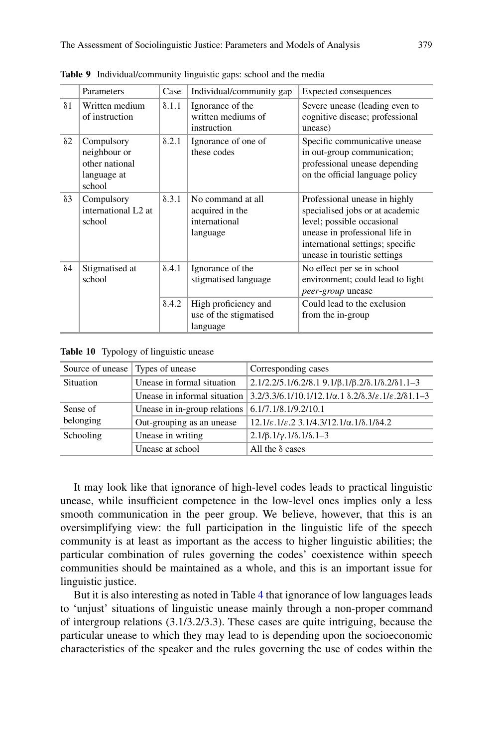**Table 9** Individual/community linguistic gaps: school and the media

| | Parameters | Case | Individual/community gap | Expected consequences |
|---|---|---|---|---|
| δ1 | Written medium of instruction | δ.1.1 | Ignorance of the written mediums of instruction | Severe unease (leading even to cognitive disease; professional unease) |
| δ2 | Compulsory neighbour or other national language at school | δ.2.1 | Ignorance of one of these codes | Specific communicative unease in out-group communication; professional unease depending on the official language policy |
| δ3 | Compulsory international L2 at school | δ.3.1 | No command at all acquired in the international language | Professional unease in highly specialised jobs or at academic level; possible occasional unease in professional life in international settings; specific unease in touristic settings |
| δ4 | Stigmatised at school | δ.4.1 | Ignorance of the stigmatised language | No effect per se in school environment; could lead to light *peer-group* unease |
| | | δ.4.2 | High proficiency and use of the stigmatised language | Could lead to the exclusion from the in-group |

**Table 10** Typology of linguistic unease

| Source of unease | Types of unease | Corresponding cases |
|---|---|---|
| Situation | Unease in formal situation | 2.1/2.2/5.1/6.2/8.1 9.1/β.1/β.2/δ.1/δ.2/δ1.1–3 |
| | Unease in informal situation | 3.2/3.3/6.1/10.1/12.1/α.1 δ.2/δ.3/ε.1/ε.2/δ1.1–3 |
| Sense of belonging | Unease in in-group relations | 6.1/7.1/8.1/9.2/10.1 |
| | Out-grouping as an unease | 12.1/ε.1/ε.2 3.1/4.3/12.1/α.1/δ.1/δ4.2 |
| Schooling | Unease in writing | 2.1/β.1/γ.1/δ.1/δ.1–3 |
| | Unease at school | All the δ cases |

It may look like that ignorance of high-level codes leads to practical linguistic unease, while insufficient competence in the low-level ones implies only a less smooth communication in the peer group. We believe, however, that this is an oversimplifying view: the full participation in the linguistic life of the speech community is at least as important as the access to higher linguistic abilities; the particular combination of rules governing the codes' coexistence within speech communities should be maintained as a whole, and this is an important issue for linguistic justice.

But it is also interesting as noted in Table 4 that ignorance of low languages leads to 'unjust' situations of linguistic unease mainly through a non-proper command of intergroup relations (3.1/3.2/3.3). These cases are quite intriguing, because the particular unease to which they may lead to is depending upon the socioeconomic characteristics of the speaker and the rules governing the use of codes within the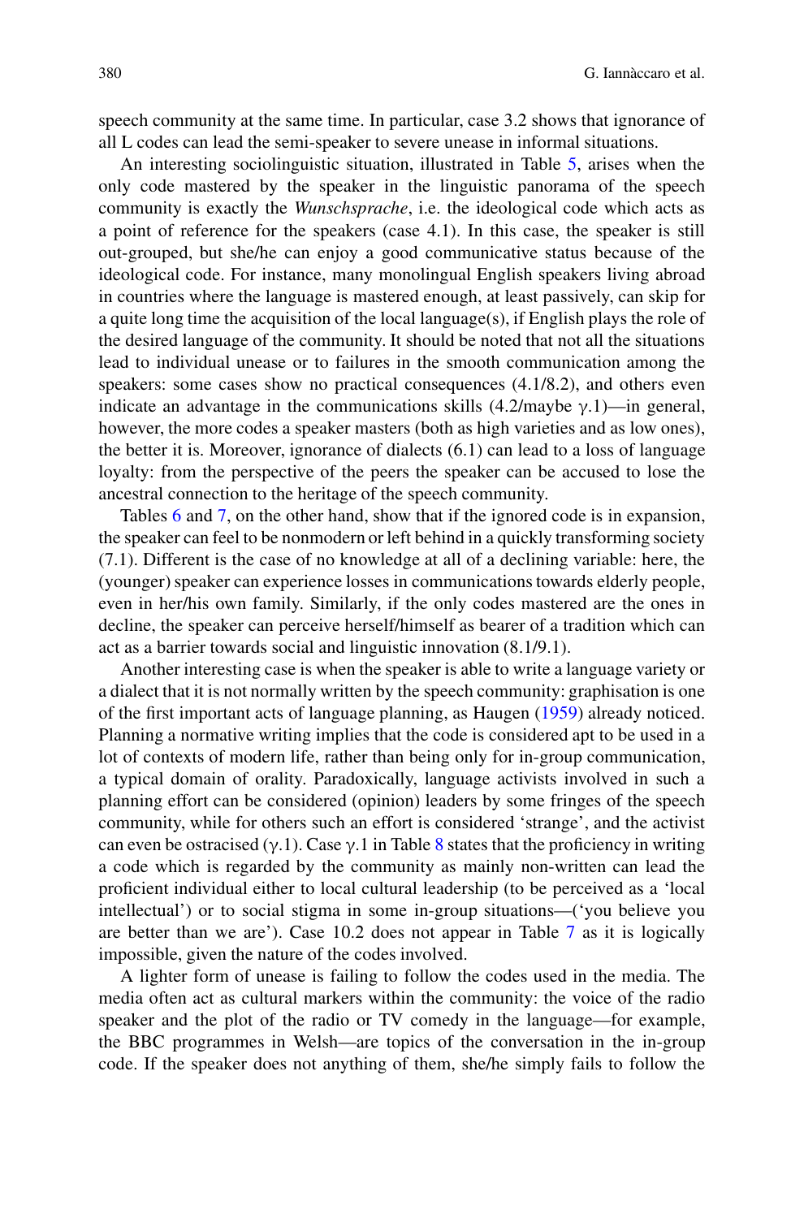speech community at the same time. In particular, case 3.2 shows that ignorance of all L codes can lead the semi-speaker to severe unease in informal situations.

An interesting sociolinguistic situation, illustrated in Table 5, arises when the only code mastered by the speaker in the linguistic panorama of the speech community is exactly the *Wunschsprache*, i.e. the ideological code which acts as a point of reference for the speakers (case 4.1). In this case, the speaker is still out-grouped, but she/he can enjoy a good communicative status because of the ideological code. For instance, many monolingual English speakers living abroad in countries where the language is mastered enough, at least passively, can skip for a quite long time the acquisition of the local language(s), if English plays the role of the desired language of the community. It should be noted that not all the situations lead to individual unease or to failures in the smooth communication among the speakers: some cases show no practical consequences (4.1/8.2), and others even indicate an advantage in the communications skills (4.2/maybe $\gamma$.1)—in general, however, the more codes a speaker masters (both as high varieties and as low ones), the better it is. Moreover, ignorance of dialects (6.1) can lead to a loss of language loyalty: from the perspective of the peers the speaker can be accused to lose the ancestral connection to the heritage of the speech community.

Tables 6 and 7, on the other hand, show that if the ignored code is in expansion, the speaker can feel to be nonmodern or left behind in a quickly transforming society (7.1). Different is the case of no knowledge at all of a declining variable: here, the (younger) speaker can experience losses in communications towards elderly people, even in her/his own family. Similarly, if the only codes mastered are the ones in decline, the speaker can perceive herself/himself as bearer of a tradition which can act as a barrier towards social and linguistic innovation (8.1/9.1).

Another interesting case is when the speaker is able to write a language variety or a dialect that it is not normally written by the speech community: graphisation is one of the first important acts of language planning, as Haugen (1959) already noticed. Planning a normative writing implies that the code is considered apt to be used in a lot of contexts of modern life, rather than being only for in-group communication, a typical domain of orality. Paradoxically, language activists involved in such a planning effort can be considered (opinion) leaders by some fringes of the speech community, while for others such an effort is considered 'strange', and the activist can even be ostracised ($\gamma$.1). Case $\gamma$.1 in Table 8 states that the proficiency in writing a code which is regarded by the community as mainly non-written can lead the proficient individual either to local cultural leadership (to be perceived as a 'local intellectual') or to social stigma in some in-group situations—('you believe you are better than we are'). Case 10.2 does not appear in Table 7 as it is logically impossible, given the nature of the codes involved.

A lighter form of unease is failing to follow the codes used in the media. The media often act as cultural markers within the community: the voice of the radio speaker and the plot of the radio or TV comedy in the language—for example, the BBC programmes in Welsh—are topics of the conversation in the in-group code. If the speaker does not anything of them, she/he simply fails to follow the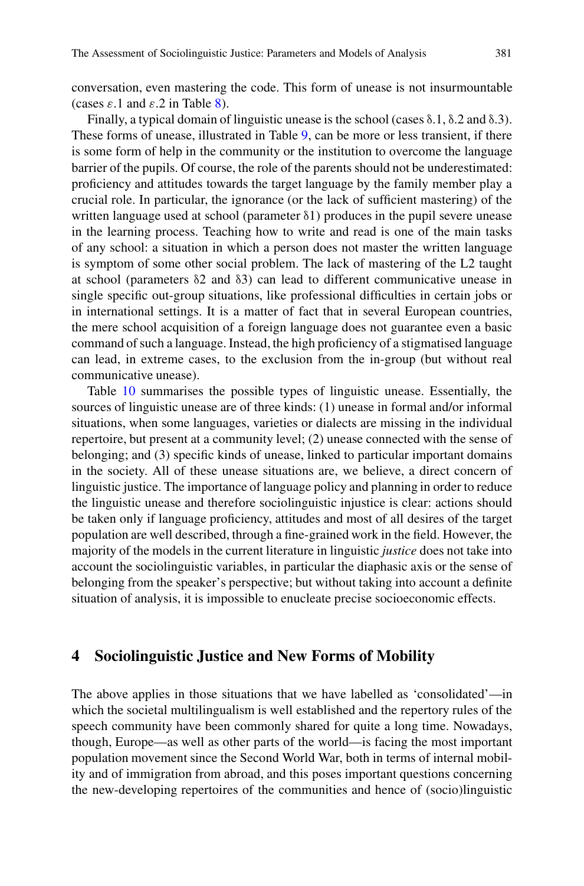conversation, even mastering the code. This form of unease is not insurmountable (cases $\varepsilon.1$ and $\varepsilon.2$ in Table 8).

Finally, a typical domain of linguistic unease is the school (cases δ.1, δ.2 and δ.3). These forms of unease, illustrated in Table 9, can be more or less transient, if there is some form of help in the community or the institution to overcome the language barrier of the pupils. Of course, the role of the parents should not be underestimated: proficiency and attitudes towards the target language by the family member play a crucial role. In particular, the ignorance (or the lack of sufficient mastering) of the written language used at school (parameter δ1) produces in the pupil severe unease in the learning process. Teaching how to write and read is one of the main tasks of any school: a situation in which a person does not master the written language is symptom of some other social problem. The lack of mastering of the L2 taught at school (parameters δ2 and δ3) can lead to different communicative unease in single specific out-group situations, like professional difficulties in certain jobs or in international settings. It is a matter of fact that in several European countries, the mere school acquisition of a foreign language does not guarantee even a basic command of such a language. Instead, the high proficiency of a stigmatised language can lead, in extreme cases, to the exclusion from the in-group (but without real communicative unease).

Table 10 summarises the possible types of linguistic unease. Essentially, the sources of linguistic unease are of three kinds: (1) unease in formal and/or informal situations, when some languages, varieties or dialects are missing in the individual repertoire, but present at a community level; (2) unease connected with the sense of belonging; and (3) specific kinds of unease, linked to particular important domains in the society. All of these unease situations are, we believe, a direct concern of linguistic justice. The importance of language policy and planning in order to reduce the linguistic unease and therefore sociolinguistic injustice is clear: actions should be taken only if language proficiency, attitudes and most of all desires of the target population are well described, through a fine-grained work in the field. However, the majority of the models in the current literature in linguistic *justice* does not take into account the sociolinguistic variables, in particular the diaphasic axis or the sense of belonging from the speaker's perspective; but without taking into account a definite situation of analysis, it is impossible to enucleate precise socioeconomic effects.

## 4 Sociolinguistic Justice and New Forms of Mobility

The above applies in those situations that we have labelled as 'consolidated'—in which the societal multilingualism is well established and the repertory rules of the speech community have been commonly shared for quite a long time. Nowadays, though, Europe—as well as other parts of the world—is facing the most important population movement since the Second World War, both in terms of internal mobility and of immigration from abroad, and this poses important questions concerning the new-developing repertoires of the communities and hence of (socio)linguistic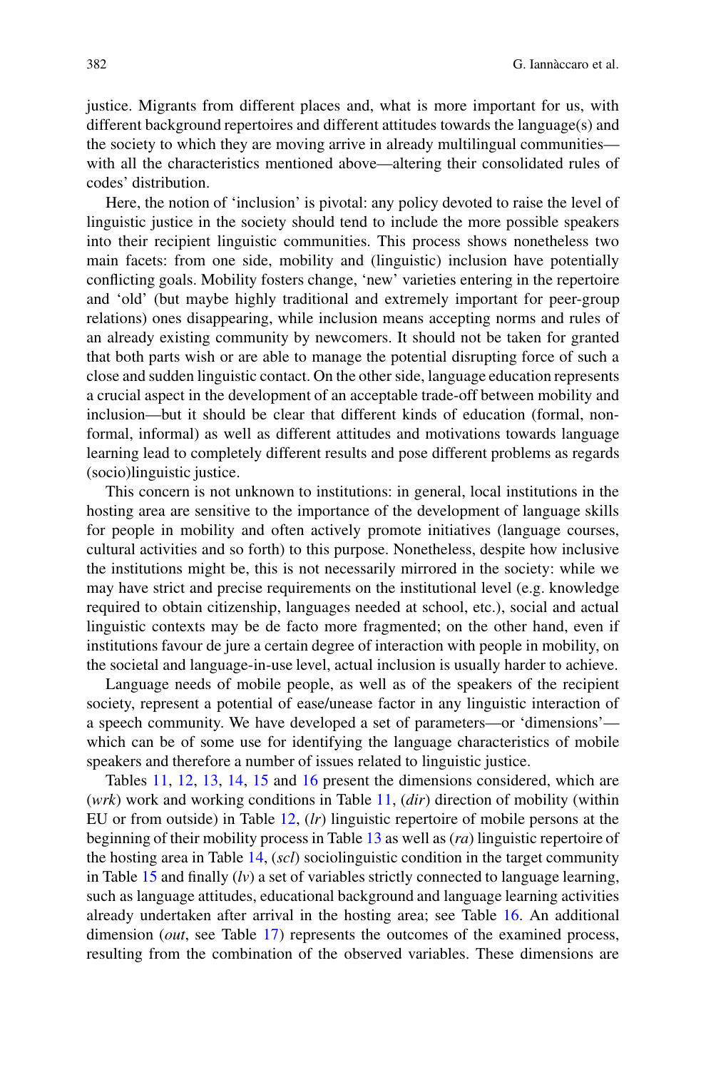justice. Migrants from different places and, what is more important for us, with different background repertoires and different attitudes towards the language(s) and the society to which they are moving arrive in already multilingual communities—with all the characteristics mentioned above—altering their consolidated rules of codes' distribution.

Here, the notion of 'inclusion' is pivotal: any policy devoted to raise the level of linguistic justice in the society should tend to include the more possible speakers into their recipient linguistic communities. This process shows nonetheless two main facets: from one side, mobility and (linguistic) inclusion have potentially conflicting goals. Mobility fosters change, 'new' varieties entering in the repertoire and 'old' (but maybe highly traditional and extremely important for peer-group relations) ones disappearing, while inclusion means accepting norms and rules of an already existing community by newcomers. It should not be taken for granted that both parts wish or are able to manage the potential disrupting force of such a close and sudden linguistic contact. On the other side, language education represents a crucial aspect in the development of an acceptable trade-off between mobility and inclusion—but it should be clear that different kinds of education (formal, non-formal, informal) as well as different attitudes and motivations towards language learning lead to completely different results and pose different problems as regards (socio)linguistic justice.

This concern is not unknown to institutions: in general, local institutions in the hosting area are sensitive to the importance of the development of language skills for people in mobility and often actively promote initiatives (language courses, cultural activities and so forth) to this purpose. Nonetheless, despite how inclusive the institutions might be, this is not necessarily mirrored in the society: while we may have strict and precise requirements on the institutional level (e.g. knowledge required to obtain citizenship, languages needed at school, etc.), social and actual linguistic contexts may be de facto more fragmented; on the other hand, even if institutions favour de jure a certain degree of interaction with people in mobility, on the societal and language-in-use level, actual inclusion is usually harder to achieve.

Language needs of mobile people, as well as of the speakers of the recipient society, represent a potential of ease/unease factor in any linguistic interaction of a speech community. We have developed a set of parameters—or 'dimensions'—which can be of some use for identifying the language characteristics of mobile speakers and therefore a number of issues related to linguistic justice.

Tables 11, 12, 13, 14, 15 and 16 present the dimensions considered, which are (*wrk*) work and working conditions in Table 11, (*dir*) direction of mobility (within EU or from outside) in Table 12, (*lr*) linguistic repertoire of mobile persons at the beginning of their mobility process in Table 13 as well as (*ra*) linguistic repertoire of the hosting area in Table 14, (*scl*) sociolinguistic condition in the target community in Table 15 and finally (*lv*) a set of variables strictly connected to language learning, such as language attitudes, educational background and language learning activities already undertaken after arrival in the hosting area; see Table 16. An additional dimension (*out*, see Table 17) represents the outcomes of the examined process, resulting from the combination of the observed variables. These dimensions are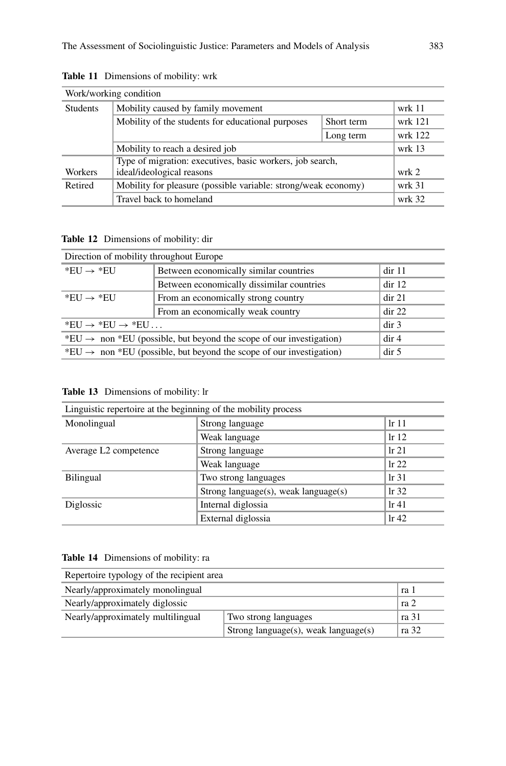**Table 11** Dimensions of mobility: wrk

| Work/working condition | | | |
|---|---|---|---|
| Students | Mobility caused by family movement | | wrk 11 |
| | Mobility of the students for educational purposes | Short term | wrk 121 |
| | | Long term | wrk 122 |
| | Mobility to reach a desired job | | wrk 13 |
| Workers | Type of migration: executives, basic workers, job search, ideal/ideological reasons | | wrk 2 |
| Retired | Mobility for pleasure (possible variable: strong/weak economy) | | wrk 31 |
| | Travel back to homeland | | wrk 32 |

**Table 12** Dimensions of mobility: dir

| Direction of mobility throughout Europe | | |
|---|---|---|
| *EU → *EU | Between economically similar countries | dir 11 |
| | Between economically dissimilar countries | dir 12 |
| *EU → *EU | From an economically strong country | dir 21 |
| | From an economically weak country | dir 22 |
| *EU → *EU → *EU... | | dir 3 |
| *EU → non *EU (possible, but beyond the scope of our investigation) | | dir 4 |
| *EU → non *EU (possible, but beyond the scope of our investigation) | | dir 5 |

**Table 13** Dimensions of mobility: lr

| Linguistic repertoire at the beginning of the mobility process | | |
|---|---|---|
| Monolingual | Strong language | lr 11 |
| | Weak language | lr 12 |
| Average L2 competence | Strong language | lr 21 |
| | Weak language | lr 22 |
| Bilingual | Two strong languages | lr 31 |
| | Strong language(s), weak language(s) | lr 32 |
| Diglossic | Internal diglossia | lr 41 |
| | External diglossia | lr 42 |

**Table 14** Dimensions of mobility: ra

| Repertoire typology of the recipient area | | |
|---|---|---|
| Nearly/approximately monolingual | | ra 1 |
| Nearly/approximately diglossic | | ra 2 |
| Nearly/approximately multilingual | Two strong languages | ra 31 |
| | Strong language(s), weak language(s) | ra 32 |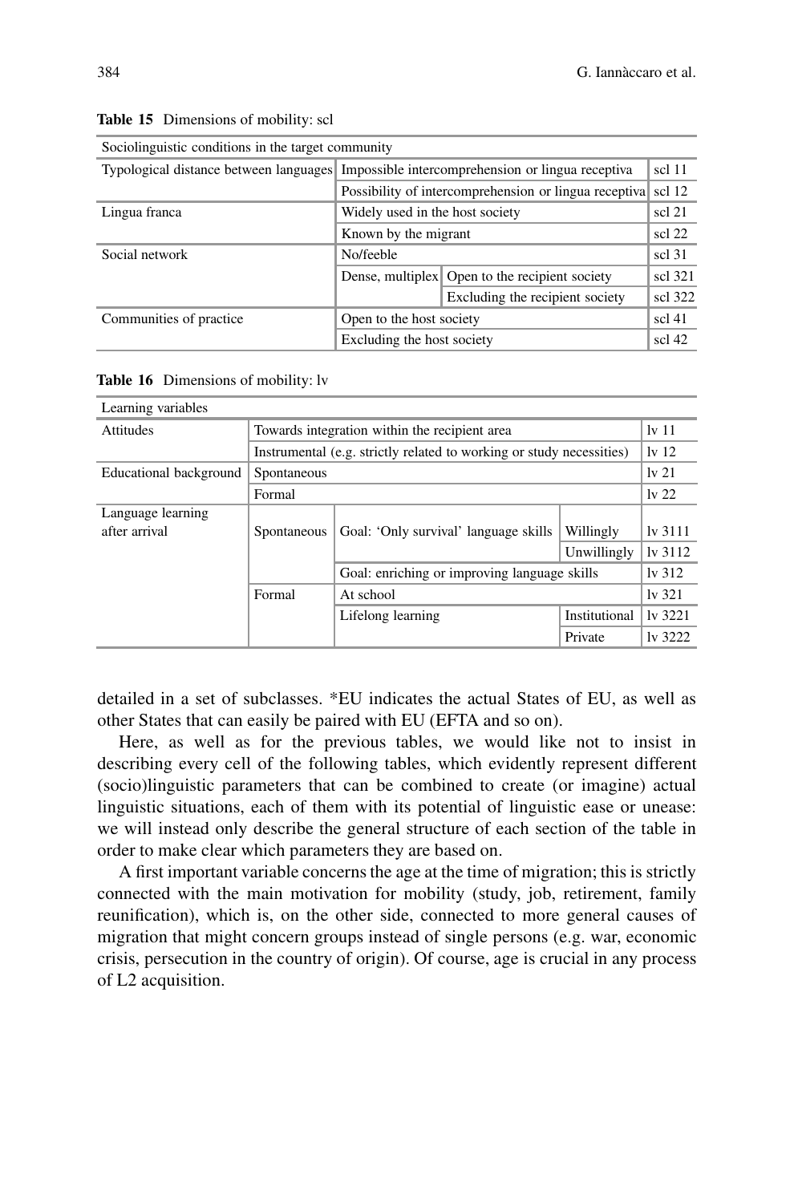**Table 15** Dimensions of mobility: scl

| Sociolinguistic conditions in the target community | | | |
|---|---|---|---|
| Typological distance between languages | Impossible intercomprehension or lingua receptiva | | scl 11 |
| | Possibility of intercomprehension or lingua receptiva | | scl 12 |
| Lingua franca | Widely used in the host society | | scl 21 |
| | Known by the migrant | | scl 22 |
| Social network | No/feeble | | scl 31 |
| | Dense, multiplex | Open to the recipient society | scl 321 |
| | | Excluding the recipient society | scl 322 |
| Communities of practice | Open to the host society | | scl 41 |
| | Excluding the host society | | scl 42 |

**Table 16** Dimensions of mobility: lv

| Learning variables | | | | |
|---|---|---|---|---|
| Attitudes | Towards integration within the recipient area | | | lv 11 |
| | Instrumental (e.g. strictly related to working or study necessities) | | | lv 12 |
| Educational background | Spontaneous | | | lv 21 |
| | Formal | | | lv 22 |
| Language learning after arrival | Spontaneous | Goal: 'Only survival' language skills | Willingly | lv 3111 |
| | | | Unwillingly | lv 3112 |
| | | Goal: enriching or improving language skills | | lv 312 |
| | Formal | At school | | lv 321 |
| | | Lifelong learning | Institutional | lv 3221 |
| | | | Private | lv 3222 |

detailed in a set of subclasses. *EU indicates the actual States of EU, as well as other States that can easily be paired with EU (EFTA and so on).

Here, as well as for the previous tables, we would like not to insist in describing every cell of the following tables, which evidently represent different (socio)linguistic parameters that can be combined to create (or imagine) actual linguistic situations, each of them with its potential of linguistic ease or unease: we will instead only describe the general structure of each section of the table in order to make clear which parameters they are based on.

A first important variable concerns the age at the time of migration; this is strictly connected with the main motivation for mobility (study, job, retirement, family reunification), which is, on the other side, connected to more general causes of migration that might concern groups instead of single persons (e.g. war, economic crisis, persecution in the country of origin). Of course, age is crucial in any process of L2 acquisition.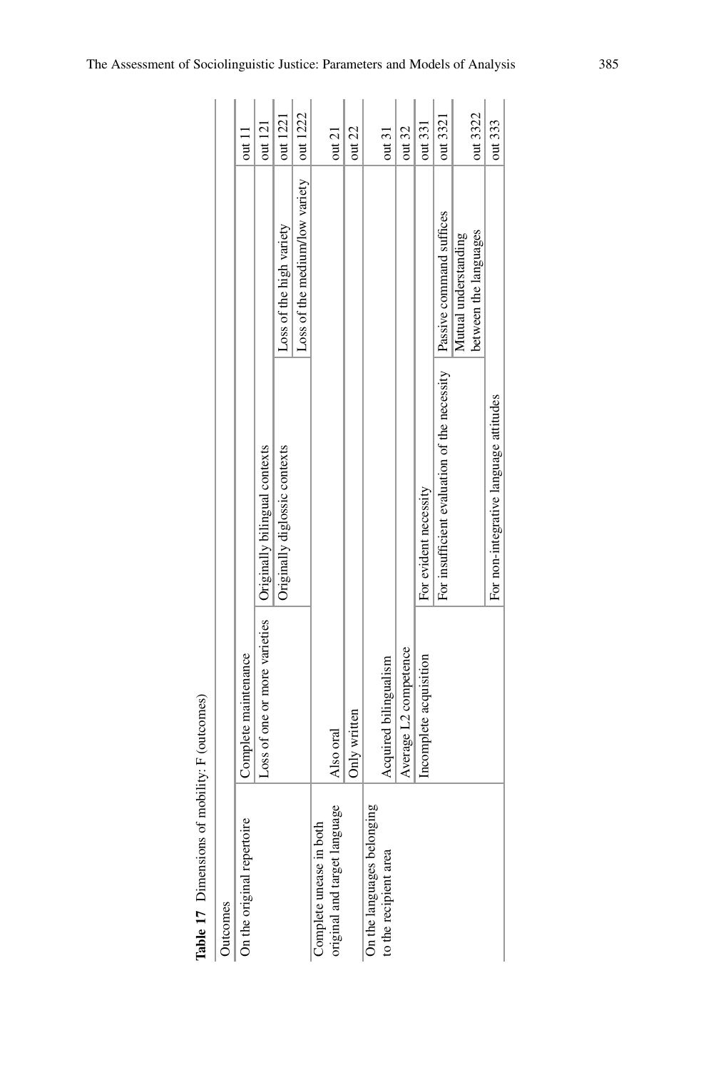**Table 17** Dimensions of mobility: F (outcomes)

| Outcomes | | | | |
|---|---|---|---|---|
| On the original repertoire | Complete maintenance | | | out 11 |
| | Loss of one or more varieties | Originally bilingual contexts | | out 121 |
| | | Originally diglossic contexts | Loss of the high variety | out 1221 |
| | | | Loss of the medium/low variety | out 1222 |
| Complete unease in both original and target language | Also oral | | | out 21 |
| | Only written | | | out 22 |
| On the languages belonging to the recipient area | Acquired bilingualism | | | out 31 |
| | Average L2 competence | | | out 32 |
| | Incomplete acquisition | For evident necessity | | out 331 |
| | | For insufficient evaluation of the necessity | Passive command suffices | out 3321 |
| | | | Mutual understanding between the languages | out 3322 |
| | | For non-integrative language attitudes | | out 333 |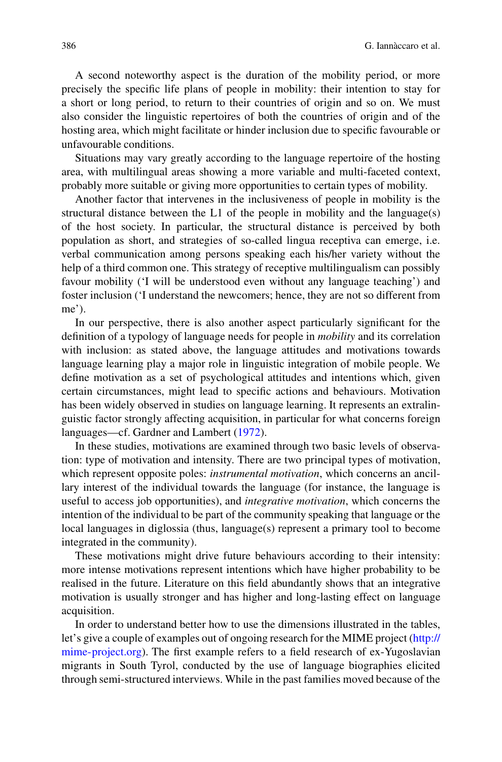A second noteworthy aspect is the duration of the mobility period, or more precisely the specific life plans of people in mobility: their intention to stay for a short or long period, to return to their countries of origin and so on. We must also consider the linguistic repertoires of both the countries of origin and of the hosting area, which might facilitate or hinder inclusion due to specific favourable or unfavourable conditions.

Situations may vary greatly according to the language repertoire of the hosting area, with multilingual areas showing a more variable and multi-faceted context, probably more suitable or giving more opportunities to certain types of mobility.

Another factor that intervenes in the inclusiveness of people in mobility is the structural distance between the L1 of the people in mobility and the language(s) of the host society. In particular, the structural distance is perceived by both population as short, and strategies of so-called lingua receptiva can emerge, i.e. verbal communication among persons speaking each his/her variety without the help of a third common one. This strategy of receptive multilingualism can possibly favour mobility ('I will be understood even without any language teaching') and foster inclusion ('I understand the newcomers; hence, they are not so different from me').

In our perspective, there is also another aspect particularly significant for the definition of a typology of language needs for people in *mobility* and its correlation with inclusion: as stated above, the language attitudes and motivations towards language learning play a major role in linguistic integration of mobile people. We define motivation as a set of psychological attitudes and intentions which, given certain circumstances, might lead to specific actions and behaviours. Motivation has been widely observed in studies on language learning. It represents an extralinguistic factor strongly affecting acquisition, in particular for what concerns foreign languages—cf. Gardner and Lambert (1972).

In these studies, motivations are examined through two basic levels of observation: type of motivation and intensity. There are two principal types of motivation, which represent opposite poles: *instrumental motivation*, which concerns an ancillary interest of the individual towards the language (for instance, the language is useful to access job opportunities), and *integrative motivation*, which concerns the intention of the individual to be part of the community speaking that language or the local languages in diglossia (thus, language(s) represent a primary tool to become integrated in the community).

These motivations might drive future behaviours according to their intensity: more intense motivations represent intentions which have higher probability to be realised in the future. Literature on this field abundantly shows that an integrative motivation is usually stronger and has higher and long-lasting effect on language acquisition.

In order to understand better how to use the dimensions illustrated in the tables, let's give a couple of examples out of ongoing research for the MIME project (http://mime-project.org). The first example refers to a field research of ex-Yugoslavian migrants in South Tyrol, conducted by the use of language biographies elicited through semi-structured interviews. While in the past families moved because of the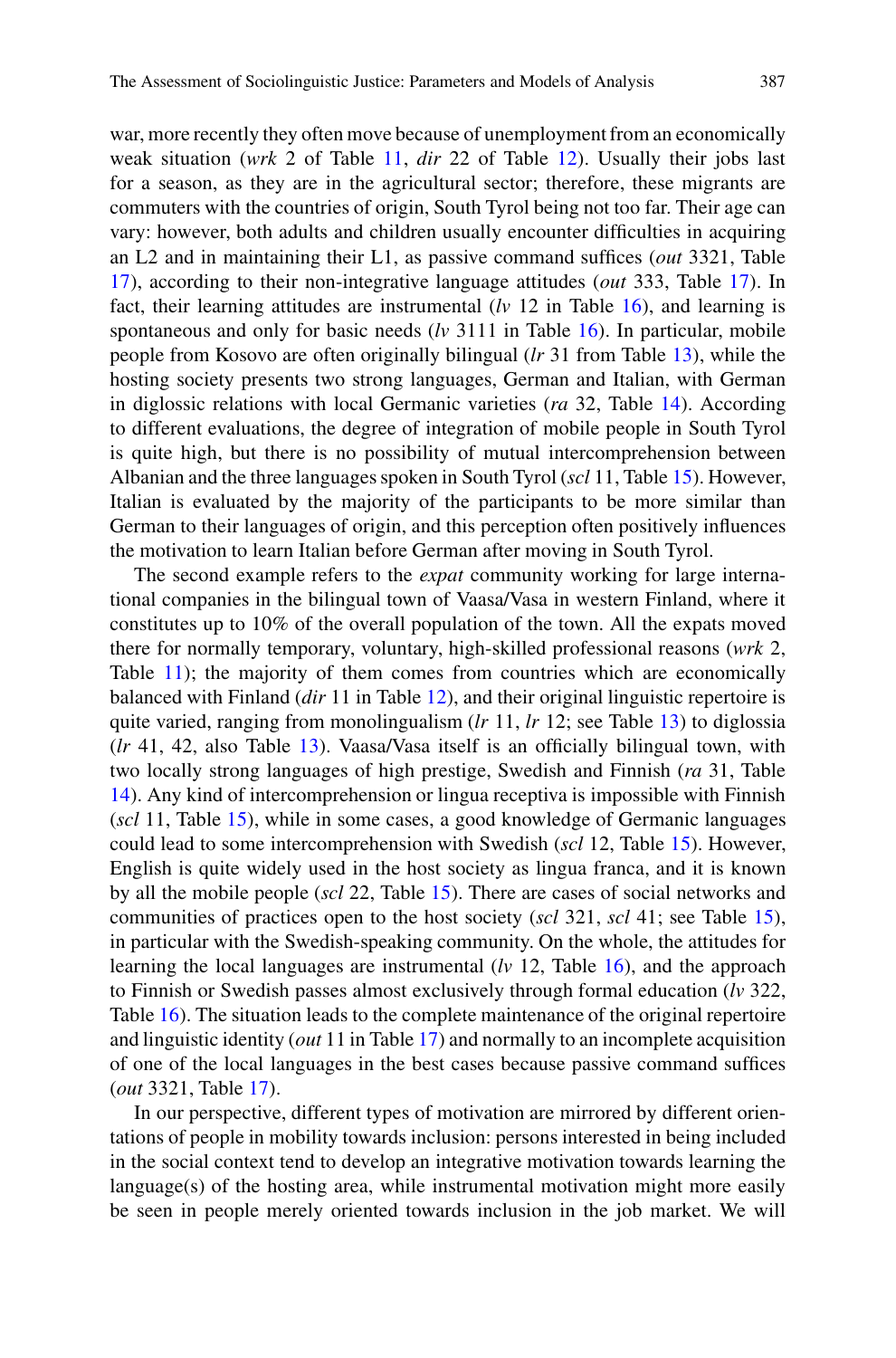war, more recently they often move because of unemployment from an economically weak situation (*wrk* 2 of Table 11, *dir* 22 of Table 12). Usually their jobs last for a season, as they are in the agricultural sector; therefore, these migrants are commuters with the countries of origin, South Tyrol being not too far. Their age can vary: however, both adults and children usually encounter difficulties in acquiring an L2 and in maintaining their L1, as passive command suffices (*out* 3321, Table 17), according to their non-integrative language attitudes (*out* 333, Table 17). In fact, their learning attitudes are instrumental (*lv* 12 in Table 16), and learning is spontaneous and only for basic needs (*lv* 3111 in Table 16). In particular, mobile people from Kosovo are often originally bilingual (*lr* 31 from Table 13), while the hosting society presents two strong languages, German and Italian, with German in diglossic relations with local Germanic varieties (*ra* 32, Table 14). According to different evaluations, the degree of integration of mobile people in South Tyrol is quite high, but there is no possibility of mutual intercomprehension between Albanian and the three languages spoken in South Tyrol (*scl* 11, Table 15). However, Italian is evaluated by the majority of the participants to be more similar than German to their languages of origin, and this perception often positively influences the motivation to learn Italian before German after moving in South Tyrol.

The second example refers to the *expat* community working for large international companies in the bilingual town of Vaasa/Vasa in western Finland, where it constitutes up to 10% of the overall population of the town. All the expats moved there for normally temporary, voluntary, high-skilled professional reasons (*wrk* 2, Table 11); the majority of them comes from countries which are economically balanced with Finland (*dir* 11 in Table 12), and their original linguistic repertoire is quite varied, ranging from monolingualism (*lr* 11, *lr* 12; see Table 13) to diglossia (*lr* 41, 42, also Table 13). Vaasa/Vasa itself is an officially bilingual town, with two locally strong languages of high prestige, Swedish and Finnish (*ra* 31, Table 14). Any kind of intercomprehension or lingua receptiva is impossible with Finnish (*scl* 11, Table 15), while in some cases, a good knowledge of Germanic languages could lead to some intercomprehension with Swedish (*scl* 12, Table 15). However, English is quite widely used in the host society as lingua franca, and it is known by all the mobile people (*scl* 22, Table 15). There are cases of social networks and communities of practices open to the host society (*scl* 321, *scl* 41; see Table 15), in particular with the Swedish-speaking community. On the whole, the attitudes for learning the local languages are instrumental (*lv* 12, Table 16), and the approach to Finnish or Swedish passes almost exclusively through formal education (*lv* 322, Table 16). The situation leads to the complete maintenance of the original repertoire and linguistic identity (*out* 11 in Table 17) and normally to an incomplete acquisition of one of the local languages in the best cases because passive command suffices (*out* 3321, Table 17).

In our perspective, different types of motivation are mirrored by different orientations of people in mobility towards inclusion: persons interested in being included in the social context tend to develop an integrative motivation towards learning the language(s) of the hosting area, while instrumental motivation might more easily be seen in people merely oriented towards inclusion in the job market. We will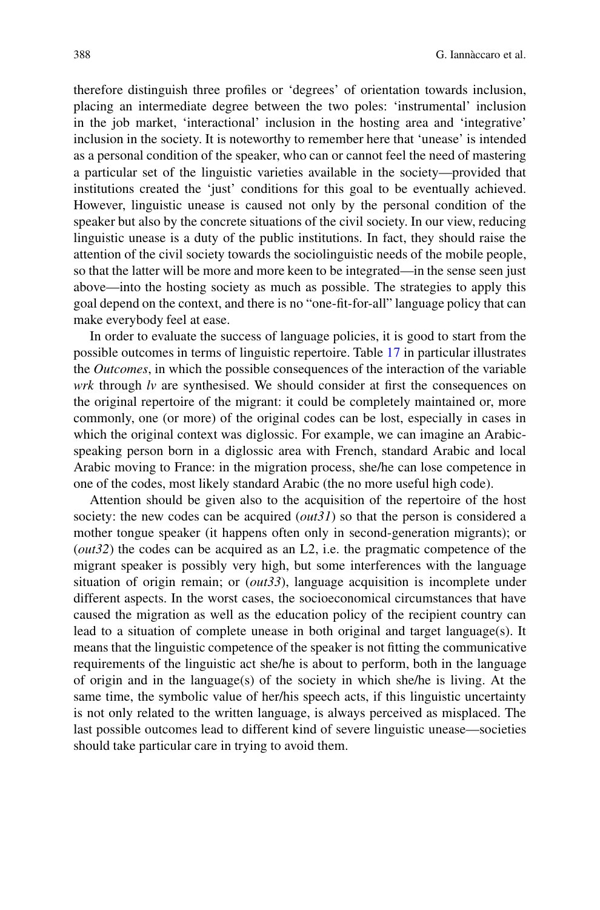therefore distinguish three profiles or 'degrees' of orientation towards inclusion, placing an intermediate degree between the two poles: 'instrumental' inclusion in the job market, 'interactional' inclusion in the hosting area and 'integrative' inclusion in the society. It is noteworthy to remember here that 'unease' is intended as a personal condition of the speaker, who can or cannot feel the need of mastering a particular set of the linguistic varieties available in the society—provided that institutions created the 'just' conditions for this goal to be eventually achieved. However, linguistic unease is caused not only by the personal condition of the speaker but also by the concrete situations of the civil society. In our view, reducing linguistic unease is a duty of the public institutions. In fact, they should raise the attention of the civil society towards the sociolinguistic needs of the mobile people, so that the latter will be more and more keen to be integrated—in the sense seen just above—into the hosting society as much as possible. The strategies to apply this goal depend on the context, and there is no "one-fit-for-all" language policy that can make everybody feel at ease.

In order to evaluate the success of language policies, it is good to start from the possible outcomes in terms of linguistic repertoire. Table 17 in particular illustrates the *Outcomes*, in which the possible consequences of the interaction of the variable *wrk* through *lv* are synthesised. We should consider at first the consequences on the original repertoire of the migrant: it could be completely maintained or, more commonly, one (or more) of the original codes can be lost, especially in cases in which the original context was diglossic. For example, we can imagine an Arabic-speaking person born in a diglossic area with French, standard Arabic and local Arabic moving to France: in the migration process, she/he can lose competence in one of the codes, most likely standard Arabic (the no more useful high code).

Attention should be given also to the acquisition of the repertoire of the host society: the new codes can be acquired (*out31*) so that the person is considered a mother tongue speaker (it happens often only in second-generation migrants); or (*out32*) the codes can be acquired as an L2, i.e. the pragmatic competence of the migrant speaker is possibly very high, but some interferences with the language situation of origin remain; or (*out33*), language acquisition is incomplete under different aspects. In the worst cases, the socioeconomical circumstances that have caused the migration as well as the education policy of the recipient country can lead to a situation of complete unease in both original and target language(s). It means that the linguistic competence of the speaker is not fitting the communicative requirements of the linguistic act she/he is about to perform, both in the language of origin and in the language(s) of the society in which she/he is living. At the same time, the symbolic value of her/his speech acts, if this linguistic uncertainty is not only related to the written language, is always perceived as misplaced. The last possible outcomes lead to different kind of severe linguistic unease—societies should take particular care in trying to avoid them.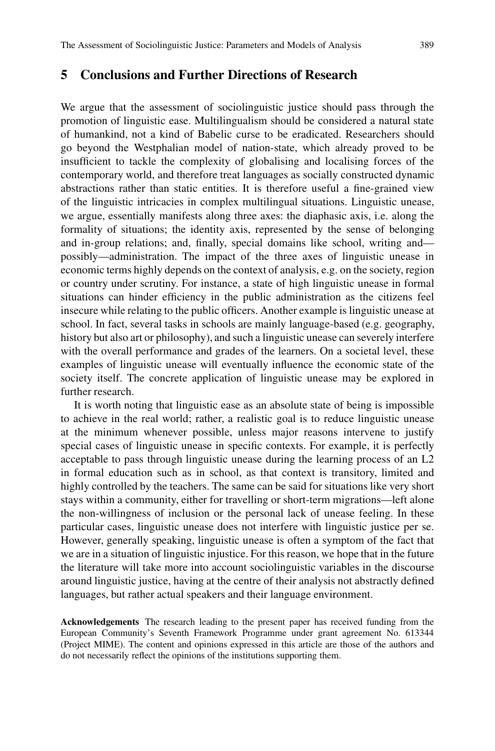## 5 Conclusions and Further Directions of Research

We argue that the assessment of sociolinguistic justice should pass through the promotion of linguistic ease. Multilingualism should be considered a natural state of humankind, not a kind of Babelic curse to be eradicated. Researchers should go beyond the Westphalian model of nation-state, which already proved to be insufficient to tackle the complexity of globalising and localising forces of the contemporary world, and therefore treat languages as socially constructed dynamic abstractions rather than static entities. It is therefore useful a fine-grained view of the linguistic intricacies in complex multilingual situations. Linguistic unease, we argue, essentially manifests along three axes: the diaphasic axis, i.e. along the formality of situations; the identity axis, represented by the sense of belonging and in-group relations; and, finally, special domains like school, writing and—possibly—administration. The impact of the three axes of linguistic unease in economic terms highly depends on the context of analysis, e.g. on the society, region or country under scrutiny. For instance, a state of high linguistic unease in formal situations can hinder efficiency in the public administration as the citizens feel insecure while relating to the public officers. Another example is linguistic unease at school. In fact, several tasks in schools are mainly language-based (e.g. geography, history but also art or philosophy), and such a linguistic unease can severely interfere with the overall performance and grades of the learners. On a societal level, these examples of linguistic unease will eventually influence the economic state of the society itself. The concrete application of linguistic unease may be explored in further research.

It is worth noting that linguistic ease as an absolute state of being is impossible to achieve in the real world; rather, a realistic goal is to reduce linguistic unease at the minimum whenever possible, unless major reasons intervene to justify special cases of linguistic unease in specific contexts. For example, it is perfectly acceptable to pass through linguistic unease during the learning process of an L2 in formal education such as in school, as that context is transitory, limited and highly controlled by the teachers. The same can be said for situations like very short stays within a community, either for travelling or short-term migrations—left alone the non-willingness of inclusion or the personal lack of unease feeling. In these particular cases, linguistic unease does not interfere with linguistic justice per se. However, generally speaking, linguistic unease is often a symptom of the fact that we are in a situation of linguistic injustice. For this reason, we hope that in the future the literature will take more into account sociolinguistic variables in the discourse around linguistic justice, having at the centre of their analysis not abstractly defined languages, but rather actual speakers and their language environment.

**Acknowledgements** The research leading to the present paper has received funding from the European Community's Seventh Framework Programme under grant agreement No. 613344 (Project MIME). The content and opinions expressed in this article are those of the authors and do not necessarily reflect the opinions of the institutions supporting them.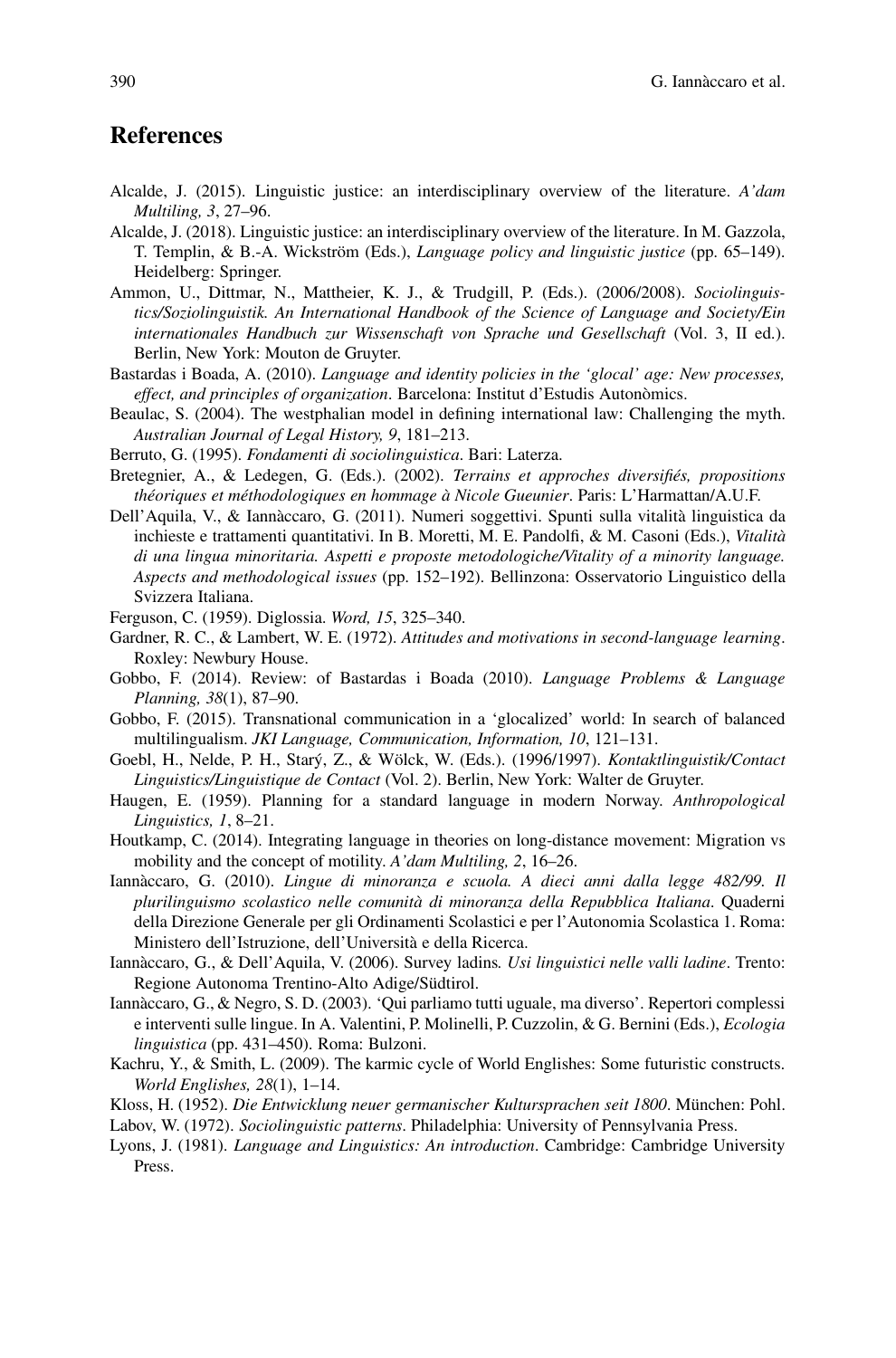## References

Alcalde, J. (2015). Linguistic justice: an interdisciplinary overview of the literature. *A'dam Multiling, 3*, 27–96.

Alcalde, J. (2018). Linguistic justice: an interdisciplinary overview of the literature. In M. Gazzola, T. Templin, & B.-A. Wickström (Eds.), *Language policy and linguistic justice* (pp. 65–149). Heidelberg: Springer.

Ammon, U., Dittmar, N., Mattheier, K. J., & Trudgill, P. (Eds.). (2006/2008). *Sociolinguistics/Soziolinguistik. An International Handbook of the Science of Language and Society/Ein internationales Handbuch zur Wissenschaft von Sprache und Gesellschaft* (Vol. 3, II ed.). Berlin, New York: Mouton de Gruyter.

Bastardas i Boada, A. (2010). *Language and identity policies in the 'glocal' age: New processes, effect, and principles of organization*. Barcelona: Institut d'Estudis Autonòmics.

Beaulac, S. (2004). The westphalian model in defining international law: Challenging the myth. *Australian Journal of Legal History, 9*, 181–213.

Berruto, G. (1995). *Fondamenti di sociolinguistica*. Bari: Laterza.

Bretegnier, A., & Ledegen, G. (Eds.). (2002). *Terrains et approches diversifiés, propositions théoriques et méthodologiques en hommage à Nicole Gueunier*. Paris: L'Harmattan/A.U.F.

Dell'Aquila, V., & Iannàccaro, G. (2011). Numeri soggettivi. Spunti sulla vitalità linguistica da inchieste e trattamenti quantitativi. In B. Moretti, M. E. Pandolfi, & M. Casoni (Eds.), *Vitalità di una lingua minoritaria. Aspetti e proposte metodologiche/Vitality of a minority language. Aspects and methodological issues* (pp. 152–192). Bellinzona: Osservatorio Linguistico della Svizzera Italiana.

Ferguson, C. (1959). Diglossia. *Word, 15*, 325–340.

Gardner, R. C., & Lambert, W. E. (1972). *Attitudes and motivations in second-language learning*. Roxley: Newbury House.

Gobbo, F. (2014). Review: of Bastardas i Boada (2010). *Language Problems & Language Planning, 38*(1), 87–90.

Gobbo, F. (2015). Transnational communication in a 'glocalized' world: In search of balanced multilingualism. *JKI Language, Communication, Information, 10*, 121–131.

Goebl, H., Nelde, P. H., Starý, Z., & Wölck, W. (Eds.). (1996/1997). *Kontaktlinguistik/Contact Linguistics/Linguistique de Contact* (Vol. 2). Berlin, New York: Walter de Gruyter.

Haugen, E. (1959). Planning for a standard language in modern Norway. *Anthropological Linguistics, 1*, 8–21.

Houtkamp, C. (2014). Integrating language in theories on long-distance movement: Migration vs mobility and the concept of motility. *A'dam Multiling, 2*, 16–26.

Iannàccaro, G. (2010). *Lingue di minoranza e scuola. A dieci anni dalla legge 482/99. Il plurilinguismo scolastico nelle comunità di minoranza della Repubblica Italiana*. Quaderni della Direzione Generale per gli Ordinamenti Scolastici e per l'Autonomia Scolastica 1. Roma: Ministero dell'Istruzione, dell'Università e della Ricerca.

Iannàccaro, G., & Dell'Aquila, V. (2006). Survey ladins*. Usi linguistici nelle valli ladine*. Trento: Regione Autonoma Trentino-Alto Adige/Südtirol.

Iannàccaro, G., & Negro, S. D. (2003). 'Qui parliamo tutti uguale, ma diverso'. Repertori complessi e interventi sulle lingue. In A. Valentini, P. Molinelli, P. Cuzzolin, & G. Bernini (Eds.), *Ecologia linguistica* (pp. 431–450). Roma: Bulzoni.

Kachru, Y., & Smith, L. (2009). The karmic cycle of World Englishes: Some futuristic constructs. *World Englishes, 28*(1), 1–14.

Kloss, H. (1952). *Die Entwicklung neuer germanischer Kultursprachen seit 1800*. München: Pohl.

Labov, W. (1972). *Sociolinguistic patterns*. Philadelphia: University of Pennsylvania Press.

Lyons, J. (1981). *Language and Linguistics: An introduction*. Cambridge: Cambridge University Press.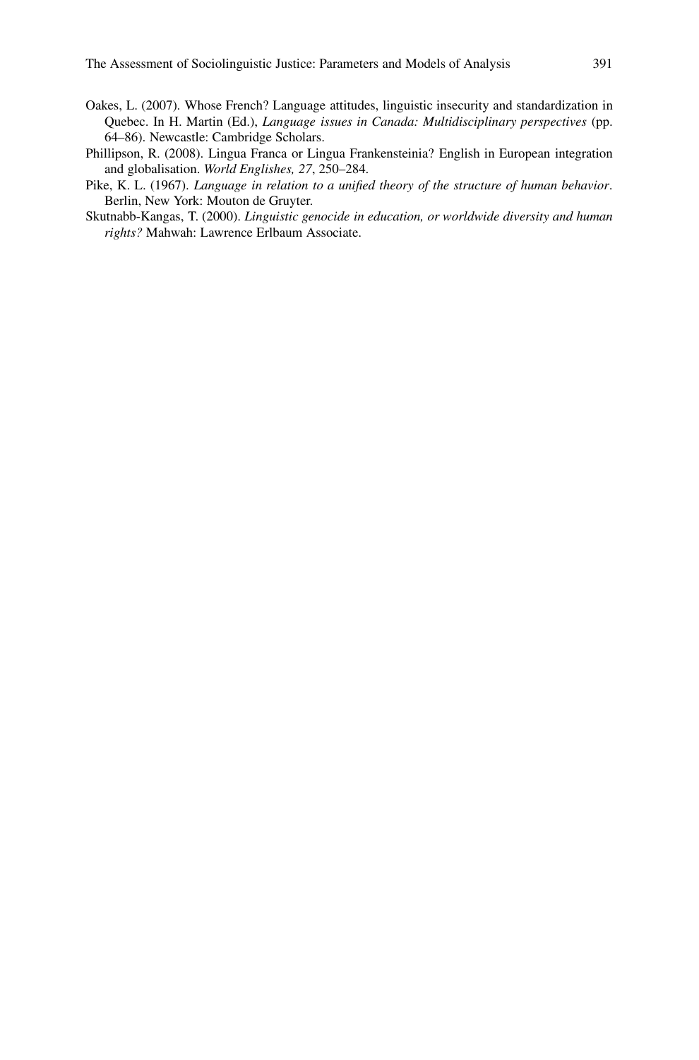Oakes, L. (2007). Whose French? Language attitudes, linguistic insecurity and standardization in Quebec. In H. Martin (Ed.), *Language issues in Canada: Multidisciplinary perspectives* (pp. 64–86). Newcastle: Cambridge Scholars.

Phillipson, R. (2008). Lingua Franca or Lingua Frankensteinia? English in European integration and globalisation. *World Englishes, 27*, 250–284.

Pike, K. L. (1967). *Language in relation to a unified theory of the structure of human behavior*. Berlin, New York: Mouton de Gruyter.

Skutnabb-Kangas, T. (2000). *Linguistic genocide in education, or worldwide diversity and human rights?* Mahwah: Lawrence Erlbaum Associate.